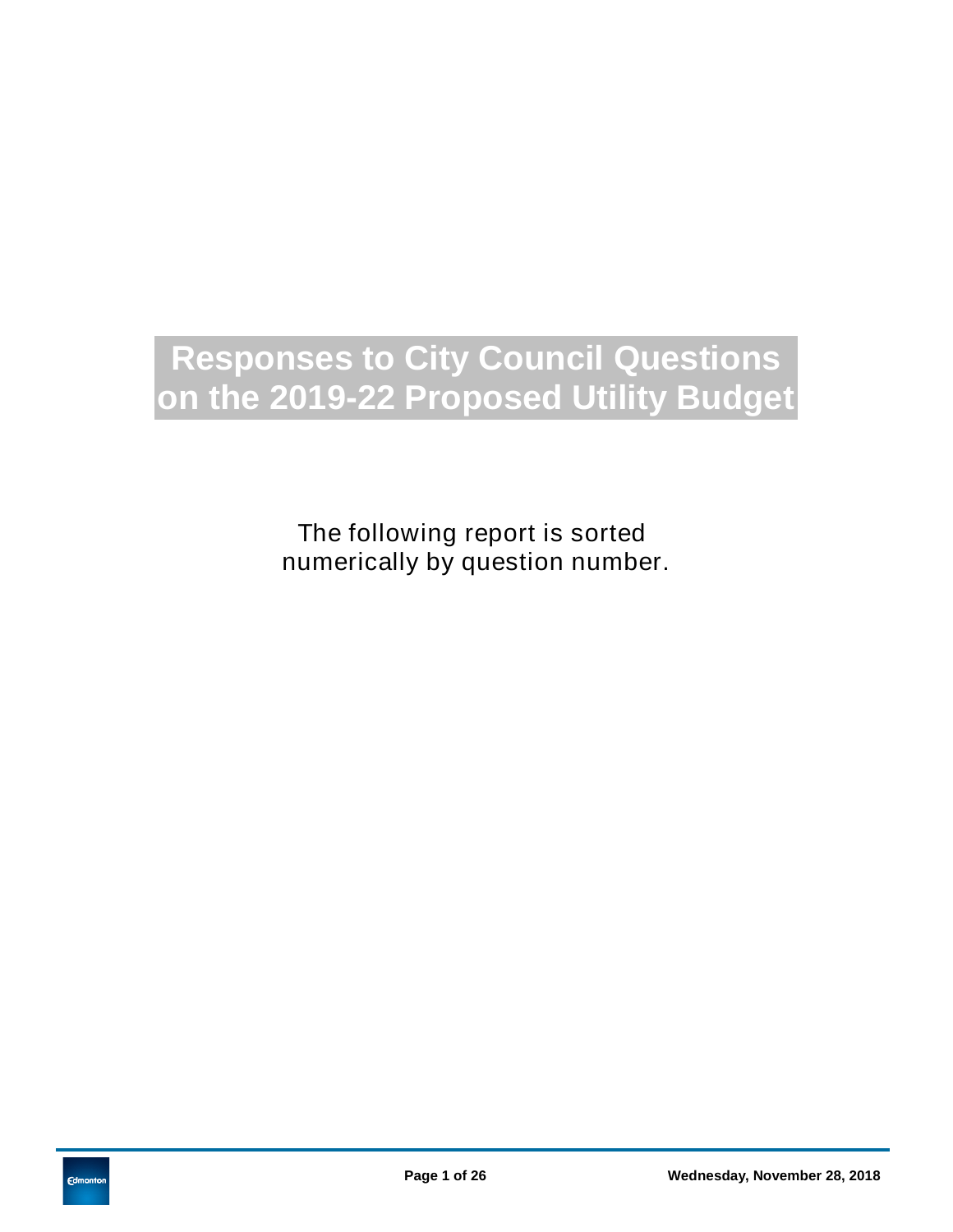# Responses to City Council Questions on the 2019-22 Proposed Utility Budget

The following report is sorted numerically by question number.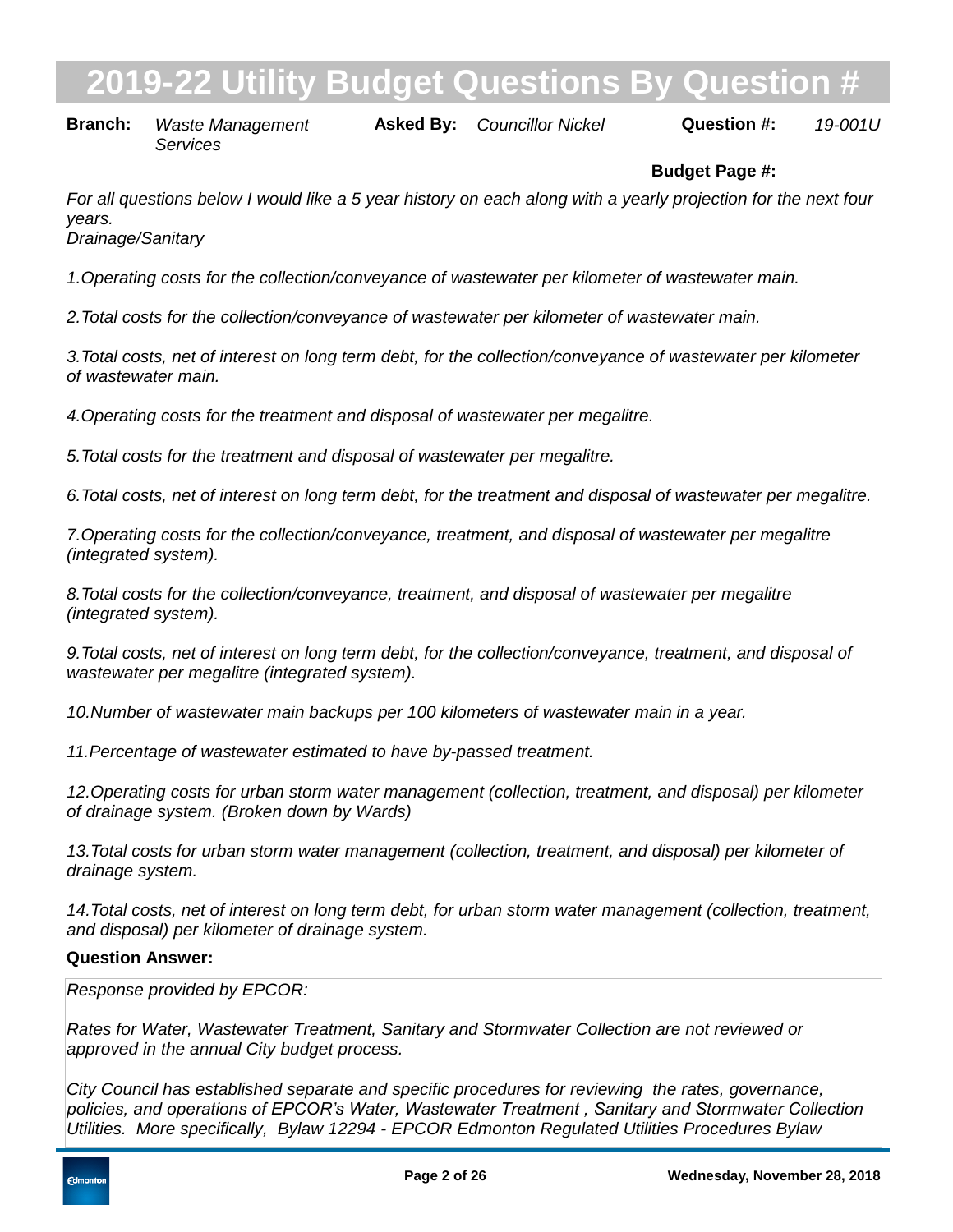# 2019-22 Utility Budget Questions By Question #

**Branch:** *Waste Management Services* **Asked By:** *Councillor Nickel* **Question #:** *19-001U*

**Budget Page #:**

*For all questions below I would like a 5 year history on each along with a yearly projection for the next four years.*
*Drainage/Sanitary*

*1.Operating costs for the collection/conveyance of wastewater per kilometer of wastewater main.*

*2.Total costs for the collection/conveyance of wastewater per kilometer of wastewater main.*

*3.Total costs, net of interest on long term debt, for the collection/conveyance of wastewater per kilometer of wastewater main.*

*4.Operating costs for the treatment and disposal of wastewater per megalitre.*

*5.Total costs for the treatment and disposal of wastewater per megalitre.*

*6.Total costs, net of interest on long term debt, for the treatment and disposal of wastewater per megalitre.*

*7.Operating costs for the collection/conveyance, treatment, and disposal of wastewater per megalitre (integrated system).*

*8.Total costs for the collection/conveyance, treatment, and disposal of wastewater per megalitre (integrated system).*

*9.Total costs, net of interest on long term debt, for the collection/conveyance, treatment, and disposal of wastewater per megalitre (integrated system).*

*10.Number of wastewater main backups per 100 kilometers of wastewater main in a year.*

*11.Percentage of wastewater estimated to have by-passed treatment.*

*12.Operating costs for urban storm water management (collection, treatment, and disposal) per kilometer of drainage system. (Broken down by Wards)*

*13.Total costs for urban storm water management (collection, treatment, and disposal) per kilometer of drainage system.*

*14.Total costs, net of interest on long term debt, for urban storm water management (collection, treatment, and disposal) per kilometer of drainage system.*

**Question Answer:**

*Response provided by EPCOR:*

*Rates for Water, Wastewater Treatment, Sanitary and Stormwater Collection are not reviewed or approved in the annual City budget process.*

*City Council has established separate and specific procedures for reviewing the rates, governance, policies, and operations of EPCOR's Water, Wastewater Treatment , Sanitary and Stormwater Collection Utilities. More specifically, Bylaw 12294 - EPCOR Edmonton Regulated Utilities Procedures Bylaw*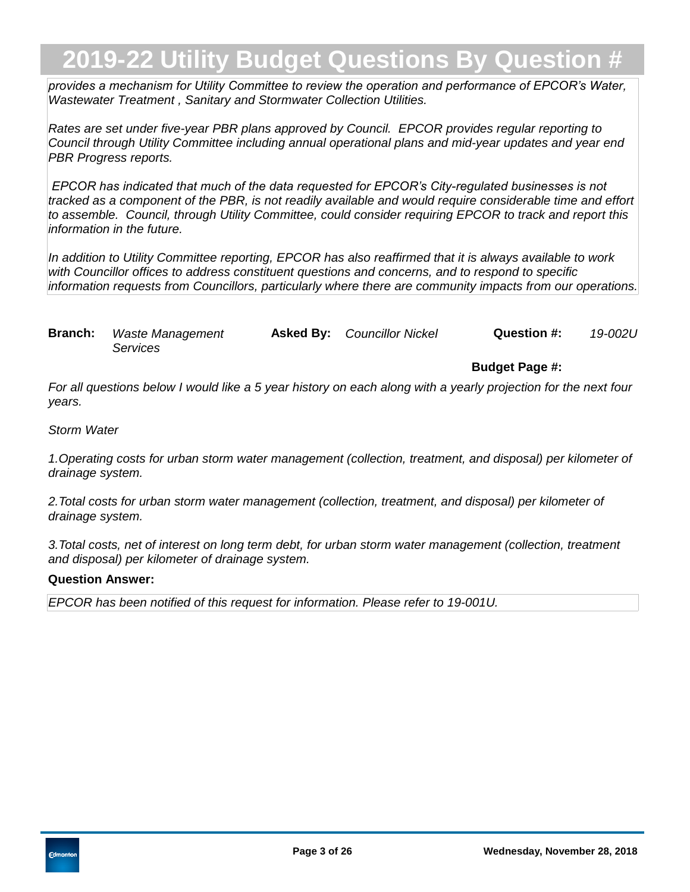*provides a mechanism for Utility Committee to review the operation and performance of EPCOR's Water, Wastewater Treatment , Sanitary and Stormwater Collection Utilities.*

*Rates are set under five-year PBR plans approved by Council. EPCOR provides regular reporting to Council through Utility Committee including annual operational plans and mid-year updates and year end PBR Progress reports.*

*EPCOR has indicated that much of the data requested for EPCOR's City-regulated businesses is not tracked as a component of the PBR, is not readily available and would require considerable time and effort to assemble. Council, through Utility Committee, could consider requiring EPCOR to track and report this information in the future.*

*In addition to Utility Committee reporting, EPCOR has also reaffirmed that it is always available to work with Councillor offices to address constituent questions and concerns, and to respond to specific information requests from Councillors, particularly where there are community impacts from our operations.*

**Branch:** *Waste Management Services* **Asked By:** *Councillor Nickel* **Question #:** *19-002U*

**Budget Page #:**

*For all questions below I would like a 5 year history on each along with a yearly projection for the next four years.*

*Storm Water*

*1.Operating costs for urban storm water management (collection, treatment, and disposal) per kilometer of drainage system.*

*2.Total costs for urban storm water management (collection, treatment, and disposal) per kilometer of drainage system.*

*3.Total costs, net of interest on long term debt, for urban storm water management (collection, treatment and disposal) per kilometer of drainage system.*

**Question Answer:**

*EPCOR has been notified of this request for information. Please refer to 19-001U.*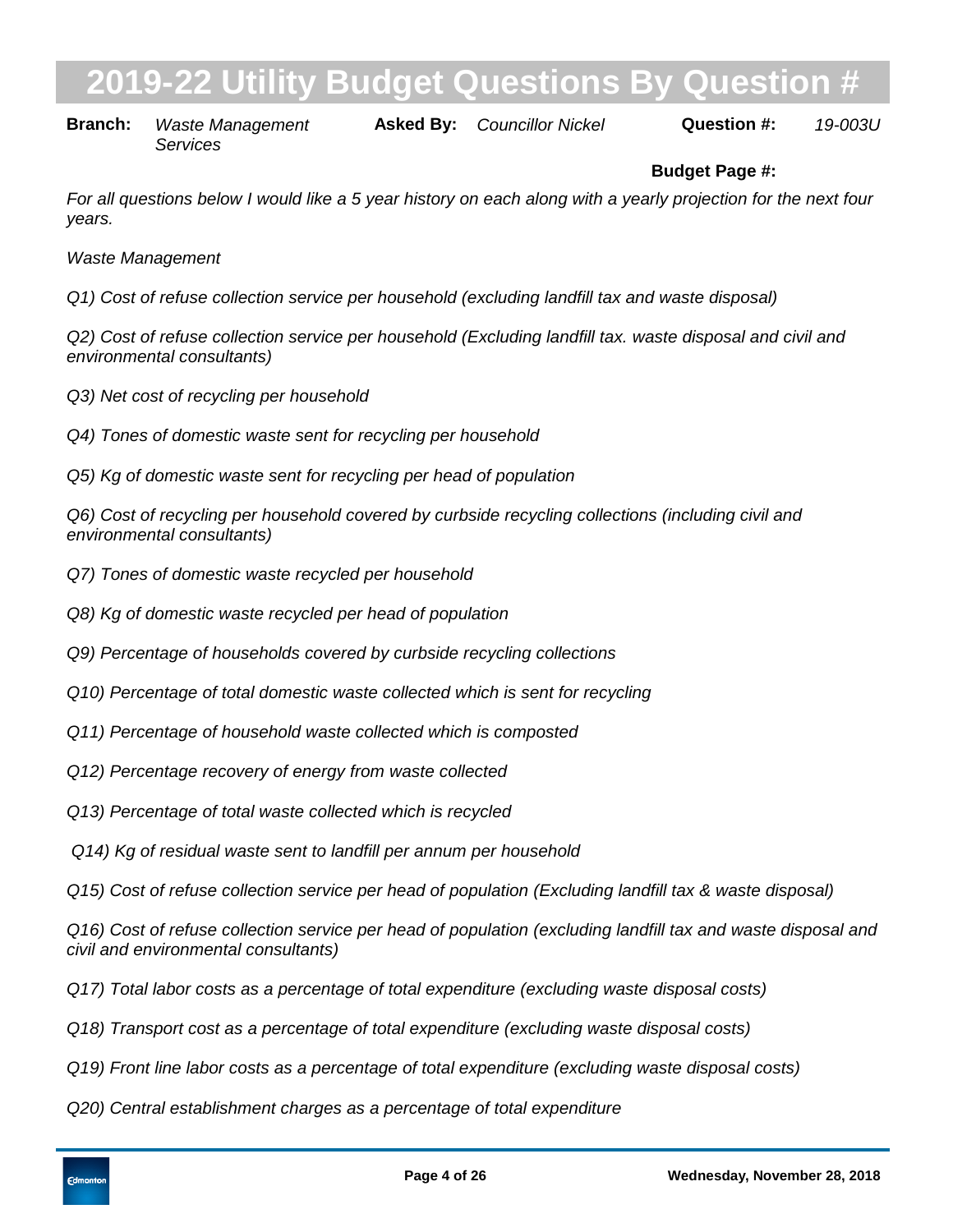# 2019-22 Utility Budget Questions By Question #

**Branch:** *Waste Management Services* **Asked By:** *Councillor Nickel* **Question #:** *19-003U*

**Budget Page #:**

*For all questions below I would like a 5 year history on each along with a yearly projection for the next four years.*

*Waste Management*

*Q1) Cost of refuse collection service per household (excluding landfill tax and waste disposal)*

*Q2) Cost of refuse collection service per household (Excluding landfill tax. waste disposal and civil and environmental consultants)*

*Q3) Net cost of recycling per household*

*Q4) Tones of domestic waste sent for recycling per household*

*Q5) Kg of domestic waste sent for recycling per head of population*

*Q6) Cost of recycling per household covered by curbside recycling collections (including civil and environmental consultants)*

*Q7) Tones of domestic waste recycled per household*

*Q8) Kg of domestic waste recycled per head of population*

*Q9) Percentage of households covered by curbside recycling collections*

*Q10) Percentage of total domestic waste collected which is sent for recycling*

*Q11) Percentage of household waste collected which is composted*

*Q12) Percentage recovery of energy from waste collected*

*Q13) Percentage of total waste collected which is recycled*

*Q14) Kg of residual waste sent to landfill per annum per household*

*Q15) Cost of refuse collection service per head of population (Excluding landfill tax & waste disposal)*

*Q16) Cost of refuse collection service per head of population (excluding landfill tax and waste disposal and civil and environmental consultants)*

*Q17) Total labor costs as a percentage of total expenditure (excluding waste disposal costs)*

*Q18) Transport cost as a percentage of total expenditure (excluding waste disposal costs)*

*Q19) Front line labor costs as a percentage of total expenditure (excluding waste disposal costs)*

*Q20) Central establishment charges as a percentage of total expenditure*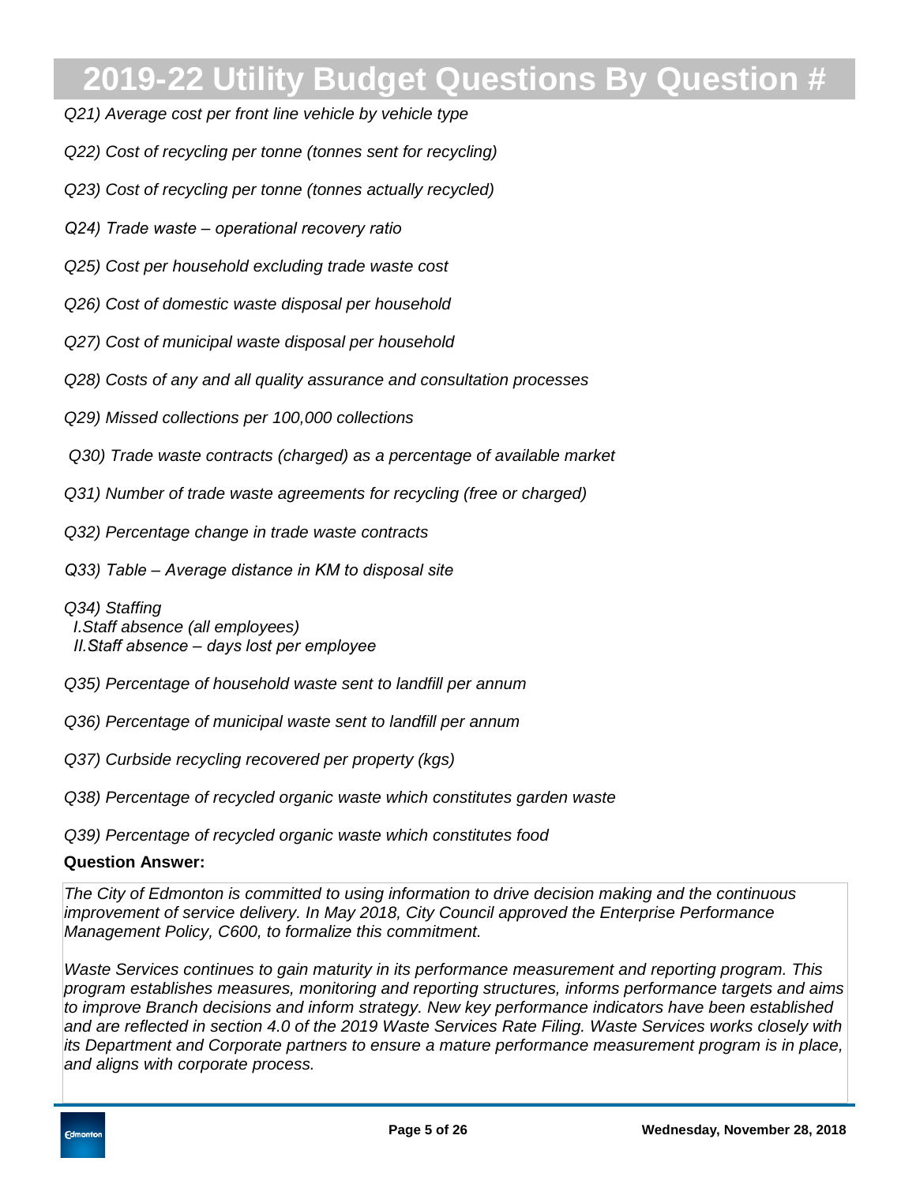# 2019-22 Utility Budget Questions By Question #

*Q21) Average cost per front line vehicle by vehicle type*

*Q22) Cost of recycling per tonne (tonnes sent for recycling)*

*Q23) Cost of recycling per tonne (tonnes actually recycled)*

*Q24) Trade waste – operational recovery ratio*

*Q25) Cost per household excluding trade waste cost*

*Q26) Cost of domestic waste disposal per household*

*Q27) Cost of municipal waste disposal per household*

*Q28) Costs of any and all quality assurance and consultation processes*

*Q29) Missed collections per 100,000 collections*

*Q30) Trade waste contracts (charged) as a percentage of available market*

*Q31) Number of trade waste agreements for recycling (free or charged)*

*Q32) Percentage change in trade waste contracts*

*Q33) Table – Average distance in KM to disposal site*

*Q34) Staffing*
*I. Staff absence (all employees)*
*II. Staff absence – days lost per employee*

*Q35) Percentage of household waste sent to landfill per annum*

*Q36) Percentage of municipal waste sent to landfill per annum*

*Q37) Curbside recycling recovered per property (kgs)*

*Q38) Percentage of recycled organic waste which constitutes garden waste*

*Q39) Percentage of recycled organic waste which constitutes food*

**Question Answer:**

*The City of Edmonton is committed to using information to drive decision making and the continuous improvement of service delivery. In May 2018, City Council approved the Enterprise Performance Management Policy, C600, to formalize this commitment.*

*Waste Services continues to gain maturity in its performance measurement and reporting program. This program establishes measures, monitoring and reporting structures, informs performance targets and aims to improve Branch decisions and inform strategy. New key performance indicators have been established and are reflected in section 4.0 of the 2019 Waste Services Rate Filing. Waste Services works closely with its Department and Corporate partners to ensure a mature performance measurement program is in place, and aligns with corporate process.*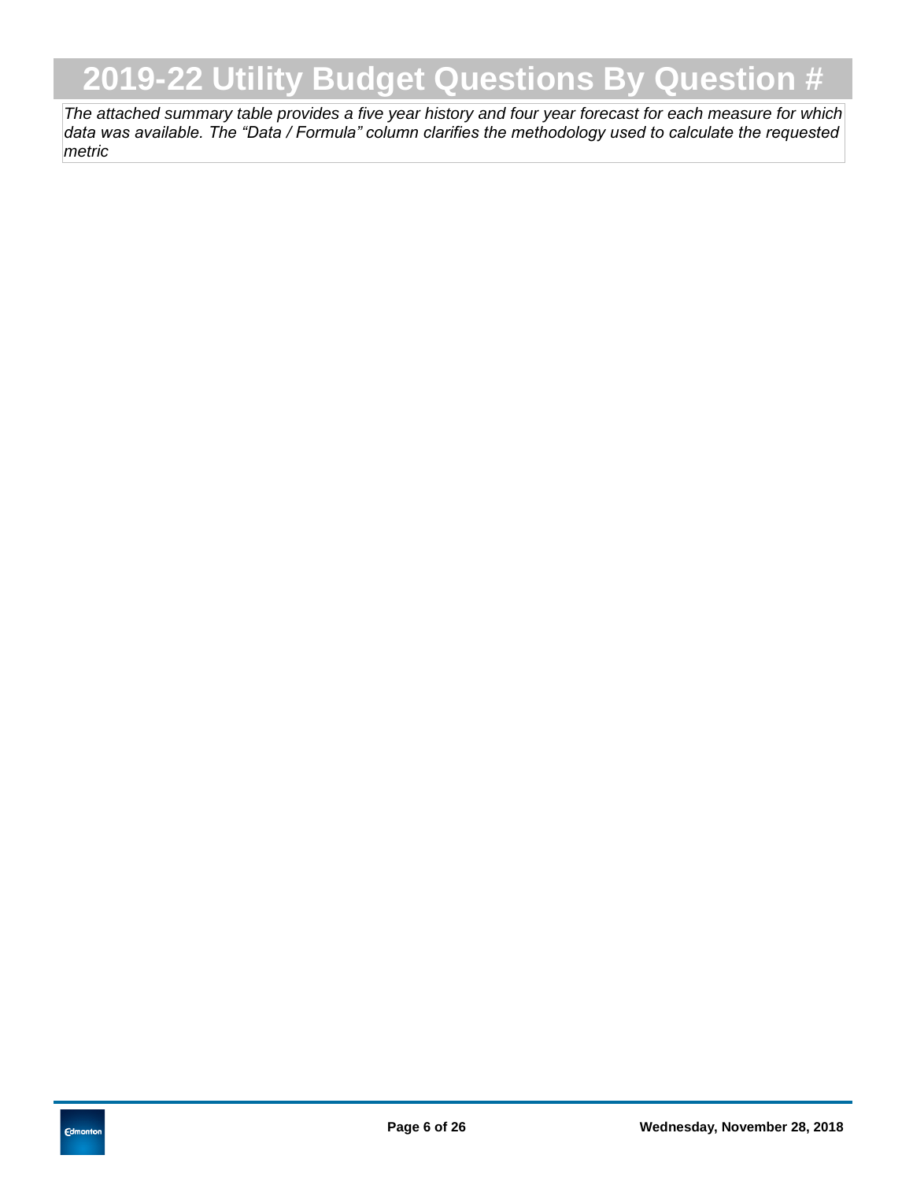*The attached summary table provides a five year history and four year forecast for each measure for which data was available. The "Data / Formula" column clarifies the methodology used to calculate the requested metric*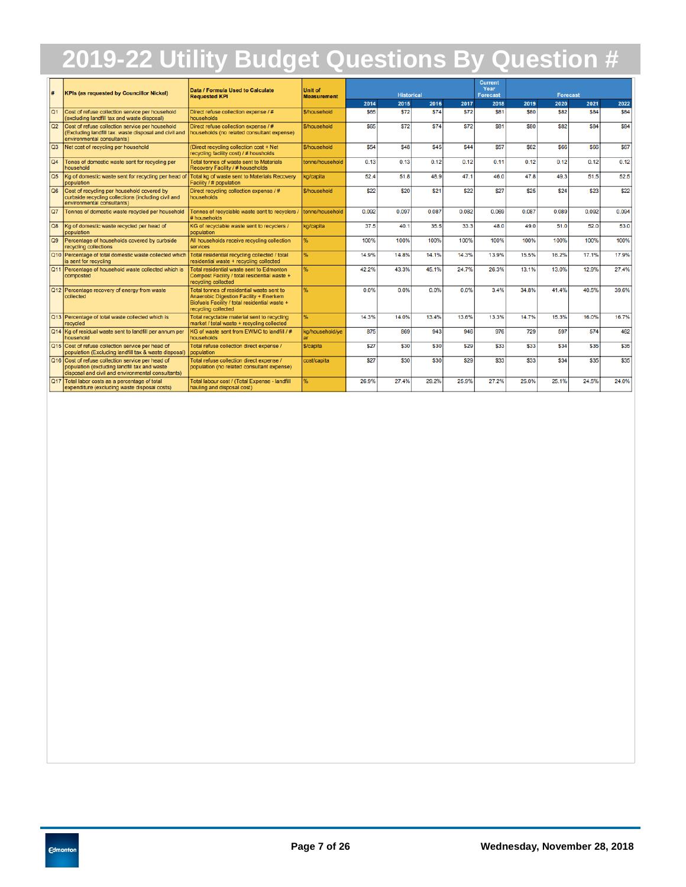# 2019-22 Utility Budget Questions By Question #

| # | KPIs (as requested by Councillor Nickel) | Data / Formula Used to Calculate Requested KPI | Unit of Measurement | Historical | | | | Current Year Forecast | Forecast | | | |
|---|---|---|---|---|---|---|---|---|---|---|---|---|
| | | | | 2014 | 2015 | 2016 | 2017 | 2018 | 2019 | 2020 | 2021 | 2022 |
| Q1 | Cost of refuse collection service per household (excluding landfill tax and waste disposal) | Direct refuse collection expense / # households | $/household | $65 | $72 | $74 | $72 | $81 | $80 | $82 | $84 | $84 |
| Q2 | Cost of refuse collection service per household (Excluding landfill tax, waste disposal and civil and environmental consultants) | Direct refuse collection expense / # households (no related consultant expense) | $/household | $65 | $72 | $74 | $72 | $81 | $80 | $82 | $84 | $84 |
| Q3 | Net cost of recycling per household | (Direct recycling collection cost + Net recycling facility cost) / # housholds | $/household | $54 | $48 | $45 | $44 | $57 | $62 | $66 | $66 | $67 |
| Q4 | Tonnes of domestic waste sent for recycling per household | Total tonnes of waste sent to Materials Recovery Facility / # households | tonne/household | 0.13 | 0.13 | 0.12 | 0.12 | 0.11 | 0.12 | 0.12 | 0.12 | 0.12 |
| Q5 | Kg of domestic waste sent for recycling per head of population | Total kg of waste sent to Materials Recovery Facility / # population | kg/capita | 52.4 | 51.8 | 48.9 | 47.1 | 46.0 | 47.8 | 49.3 | 51.5 | 52.5 |
| Q6 | Cost of recycling per household covered by curbside recycling collections (including civil and environmental consultants) | Direct recycling collection expense / # households | $/household | $22 | $20 | $21 | $22 | $27 | $25 | $24 | $23 | $22 |
| Q7 | Tonnes of domestic waste recycled per household | Tonnes of recyclable waste sent to recyclers / # households | tonne/household | 0.092 | 0.097 | 0.087 | 0.082 | 0.069 | 0.087 | 0.089 | 0.092 | 0.094 |
| Q8 | Kg of domestic waste recycled per head of population | KG of recyclable waste sent to recyclers / population | kg/capita | 37.5 | 40.1 | 35.5 | 33.3 | 48.0 | 49.0 | 51.0 | 52.0 | 53.0 |
| Q9 | Percentage of households covered by curbside recycling collections | All households receive recycling collection services | % | 100% | 100% | 100% | 100% | 100% | 100% | 100% | 100% | 100% |
| Q10 | Percentage of total domestic waste collected which is sent for recycling | Total residential recycling collected / total residential waste + recycling collected | % | 14.9% | 14.8% | 14.1% | 14.3% | 13.9% | 15.5% | 16.2% | 17.1% | 17.9% |
| Q11 | Percentage of household waste collected which is composted | Total residential waste sent to Edmonton Compost Facility / total residential waste + recycling collected | % | 42.2% | 43.3% | 45.1% | 24.7% | 26.3% | 13.1% | 13.0% | 12.9% | 27.4% |
| Q12 | Percentage recovery of energy from waste collected | Total tonnes of residential waste sent to Anaerobic Digestion Facility + Enerkem Biofuels Facility / total residential waste + recycling collected | % | 0.0% | 0.0% | 0.0% | 0.0% | 3.4% | 34.8% | 41.4% | 40.5% | 39.6% |
| Q13 | Percentage of total waste collected which is recycled | Total recyclable material sent to recycling market / total waste + recycling collected | % | 14.3% | 14.0% | 13.4% | 13.6% | 13.3% | 14.7% | 15.3% | 16.0% | 16.7% |
| Q14 | Kg of residual waste sent to landfill per annum per household | KG of waste sent from EWMC to landfill / # households | kg/household/year | 875 | 869 | 943 | 946 | 976 | 729 | 597 | 574 | 462 |
| Q15 | Cost of refuse collection service per head of population (Excluding landfill tax & waste disposal) | Total refuse collection direct expense / population | $/capita | $27 | $30 | $30 | $29 | $33 | $33 | $34 | $35 | $35 |
| Q16 | Cost of refuse collection service per head of population (excluding landfill tax and waste disposal and civil and environmental consultants) | Total refuse collection direct expense / population (no related consultant expense) | cost/capita | $27 | $30 | $30 | $29 | $33 | $33 | $34 | $35 | $35 |
| Q17 | Total labor costs as a percentage of total expenditure (excluding waste disposal costs) | Total labour cost / (Total Expense - landfill hauling and disposal cost) | % | 26.9% | 27.4% | 29.2% | 25.9% | 27.2% | 25.0% | 25.1% | 24.5% | 24.0% |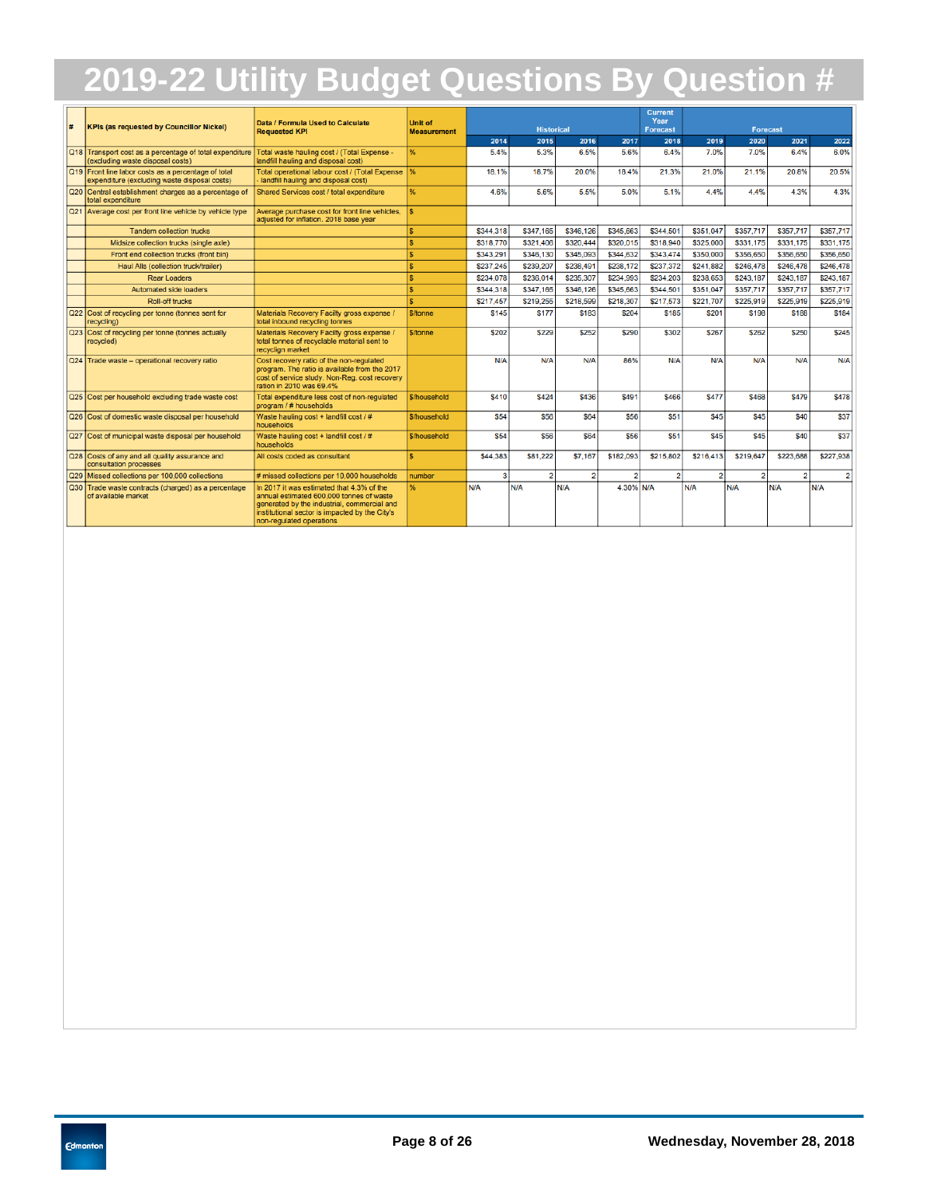# 2019-22 Utility Budget Questions By Question #

| # | KPIs (as requested by Councillor Nickel) | Data / Formula Used to Calculate Requested KPI | Unit of Measurement | Historical | | | | Current Year Forecast | Forecast | | | |
|---|---|---|---|---|---|---|---|---|---|---|---|---|
| | | | | 2014 | 2015 | 2016 | 2017 | 2018 | 2019 | 2020 | 2021 | 2022 |
| Q18 | Transport cost as a percentage of total expenditure (excluding waste disposal costs) | Total waste hauling cost / (Total Expense - landfill hauling and disposal cost) | % | 5.4% | 5.3% | 6.5% | 5.6% | 6.4% | 7.0% | 7.0% | 6.4% | 6.0% |
| Q19 | Front line labor costs as a percentage of total expenditure (excluding waste disposal costs) | Total operational labour cost / (Total Expense - landfill hauling and disposal cost) | % | 18.1% | 18.7% | 20.0% | 18.4% | 21.3% | 21.0% | 21.1% | 20.8% | 20.5% |
| Q20 | Central establishment charges as a percentage of total expenditure | Shared Services cost / total expenditure | % | 4.6% | 5.6% | 5.5% | 5.0% | 5.1% | 4.4% | 4.4% | 4.3% | 4.3% |
| Q21 | Average cost per front line vehicle by vehicle type | Average purchase cost for front line vehicles, adjusted for inflation. 2018 base year | $ | | | | | | | | | |
| | Tandem collection trucks | | $ | $344,318 | $347,165 | $346,126 | $345,663 | $344,501 | $351,047 | $357,717 | $357,717 | $357,717 |
| | Midsize collection trucks (single axle) | | $ | $318,770 | $321,406 | $320,444 | $320,015 | $318,940 | $325,000 | $331,175 | $331,175 | $331,175 |
| | Front end collection trucks (front bin) | | $ | $343,291 | $346,130 | $345,093 | $344,632 | $343,474 | $350,000 | $356,650 | $356,650 | $356,650 |
| | Haul Alls (collection truck/trailer) | | $ | $237,245 | $239,207 | $238,491 | $238,172 | $237,372 | $241,882 | $246,478 | $246,478 | $246,478 |
| | Rear Loaders | | $ | $234,078 | $236,014 | $235,307 | $234,993 | $234,203 | $238,653 | $243,187 | $243,187 | $243,187 |
| | Automated side loaders | | $ | $344,318 | $347,165 | $346,126 | $345,663 | $344,501 | $351,047 | $357,717 | $357,717 | $357,717 |
| | Roll-off trucks | | $ | $217,457 | $219,255 | $218,599 | $218,307 | $217,573 | $221,707 | $225,919 | $225,919 | $225,919 |
| Q22 | Cost of recycling per tonne (tonnes sent for recycling) | Materials Recovery Facilty gross expense / total inbound recycling tonnes | $/tonne | $145 | $177 | $183 | $204 | $185 | $201 | $198 | $188 | $184 |
| Q23 | Cost of recycling per tonne (tonnes actually recycled) | Materials Recovery Facilty gross expense / total tonnes of recyclable material sent to recyclign market | $/tonne | $202 | $229 | $252 | $290 | $302 | $267 | $262 | $250 | $245 |
| Q24 | Trade waste – operational recovery ratio | Cost recovery ratio of the non-regulated program. The ratio is available from the 2017 cost of service study. Non-Reg. cost recovery ration in 2010 was 69.4% | | N/A | N/A | N/A | 86% | N/A | N/A | N/A | N/A | N/A |
| Q25 | Cost per household excluding trade waste cost | Total expenditure less cost of non-regulated program / # households | $/household | $410 | $424 | $436 | $491 | $466 | $477 | $468 | $479 | $478 |
| Q26 | Cost of domestic waste disposal per household | Waste hauling cost + landfill cost / # households | $/household | $54 | $56 | $64 | $56 | $51 | $45 | $45 | $40 | $37 |
| Q27 | Cost of municipal waste disposal per household | Waste hauling cost + landfill cost / # households | $/household | $54 | $56 | $64 | $56 | $51 | $45 | $45 | $40 | $37 |
| Q28 | Costs of any and all quality assurance and consultation processes | All costs coded as consultant | $ | $44,383 | $81,222 | $7,167 | $182,093 | $215,802 | $216,413 | $219,647 | $223,688 | $227,938 |
| Q29 | Missed collections per 100,000 collections | # missed collections per 10,000 households | number | 3 | 2 | 2 | 2 | 2 | 2 | 2 | 2 | 2 |
| Q30 | Trade waste contracts (charged) as a percentage of available market | In 2017 it was estimated that 4.3% of the annual estimated 600,000 tonnes of waste generated by the industrial, commercial and institutional sector is impacted by the City's non-regulated operations | % | N/A | N/A | N/A | 4.30% | N/A | N/A | N/A | N/A | N/A |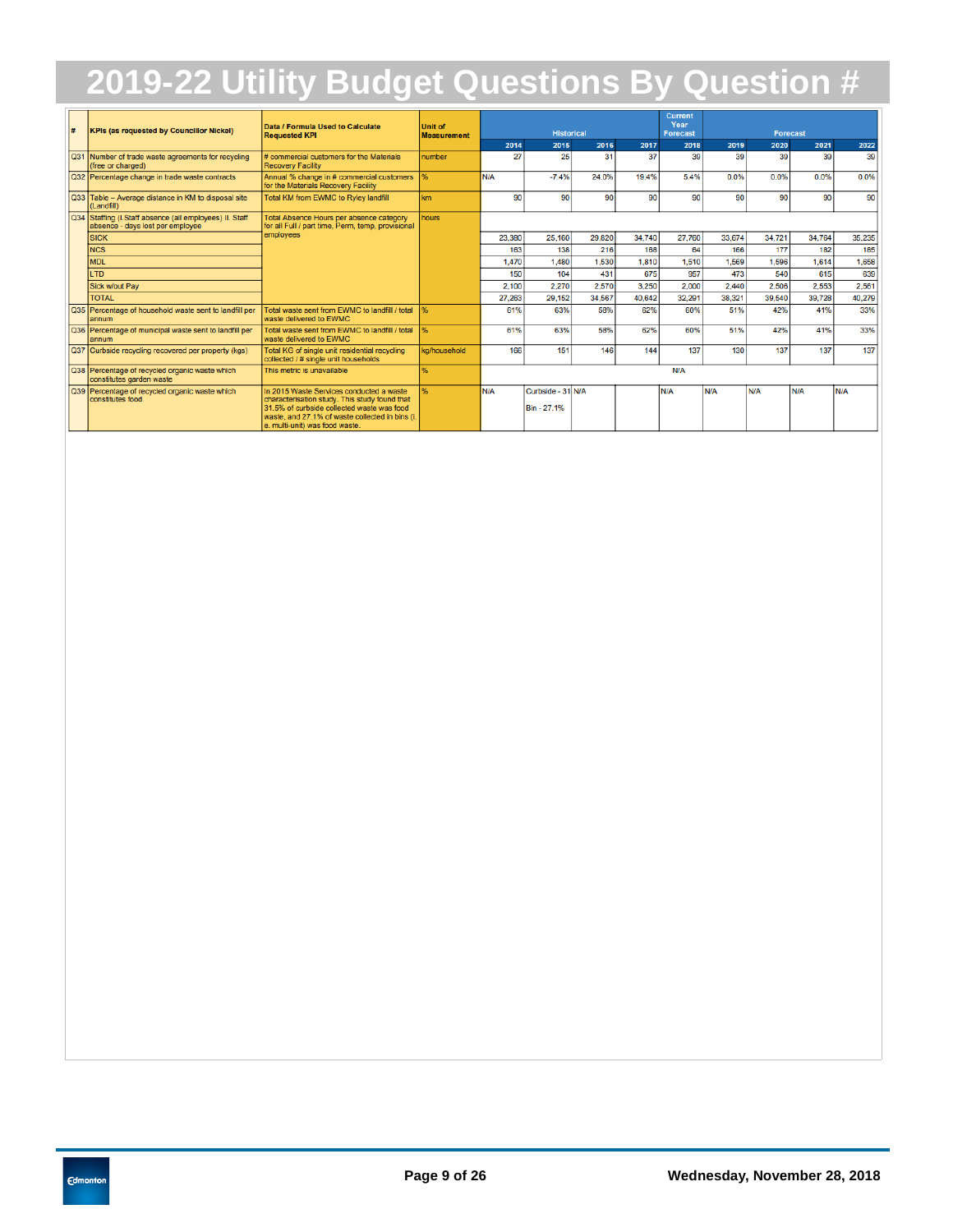# 2019-22 Utility Budget Questions By Question #

| # | KPIs (as requested by Councillor Nickel) | Data / Formula Used to Calculate Requested KPI | Unit of Measurement | Historical | | | | Current Year Forecast | Forecast | | | |
|---|---|---|---|---|---|---|---|---|---|---|---|---|
| | | | | 2014 | 2015 | 2016 | 2017 | 2018 | 2019 | 2020 | 2021 | 2022 |
| Q31 | Number of trade waste agreements for recycling (free or charged) | # commercial customers for the Materials Recovery Facility | number | 27 | 25 | 31 | 37 | 39 | 39 | 39 | 39 | 39 |
| Q32 | Percentage change in trade waste contracts | Annual % change in # commercial customers for the Materials Recovery Facility | % | N/A | -7.4% | 24.0% | 19.4% | 5.4% | 0.0% | 0.0% | 0.0% | 0.0% |
| Q33 | Table – Average distance in KM to disposal site (Landfill) | Total KM from EWMC to Ryley landfill | km | 90 | 90 | 90 | 90 | 90 | 90 | 90 | 90 | 90 |
| Q34 | Staffing (I.Staff absence (all employees) II. Staff absence - days lost per employee | Total Absence Hours per absence category for all Full / part time, Perm, temp, provisional employees | hours | | | | | | | | | |
| | SICK | | | 23,380 | 25,160 | 29,820 | 34,740 | 27,760 | 33,674 | 34,721 | 34,764 | 35,235 |
| | NCS | | | 163 | 138 | 216 | 168 | 64 | 166 | 177 | 182 | 185 |
| | MDL | | | 1,470 | 1,480 | 1,530 | 1,810 | 1,510 | 1,569 | 1,596 | 1,614 | 1,658 |
| | LTD | | | 150 | 104 | 431 | 675 | 957 | 473 | 540 | 615 | 639 |
| | Sick w/out Pay | | | 2,100 | 2,270 | 2,570 | 3,250 | 2,000 | 2,440 | 2,506 | 2,553 | 2,561 |
| | TOTAL | | | 27,263 | 29,152 | 34,567 | 40,642 | 32,291 | 38,321 | 39,540 | 39,728 | 40,279 |
| Q35 | Percentage of household waste sent to landfill per annum | Total waste sent from EWMC to landfill / total waste delivered to EWMC | % | 61% | 63% | 58% | 62% | 60% | 51% | 42% | 41% | 33% |
| Q36 | Percentage of municipal waste sent to landfill per annum | Total waste sent from EWMC to landfill / total waste delivered to EWMC | % | 61% | 63% | 58% | 62% | 60% | 51% | 42% | 41% | 33% |
| Q37 | Curbside recycling recovered per property (kgs) | Total KG of single unit residential recycling collected / # single unit households | kg/household | 166 | 151 | 146 | 144 | 137 | 130 | 137 | 137 | 137 |
| Q38 | Percentage of recycled organic waste which constitutes garden waste | This metric is unavailable | % | | | | | N/A | | | | |
| Q39 | Percentage of recycled organic waste which constitutes food | In 2015 Waste Services conducted a waste characterisation study. This study found that 31.5% of curbside collected waste was food waste, and 27.1% of waste collected in bins (i. e. multi-unit) was food waste. | % | N/A | Curbside - 31 Bin - 27.1% | N/A | | N/A | N/A | N/A | N/A | N/A |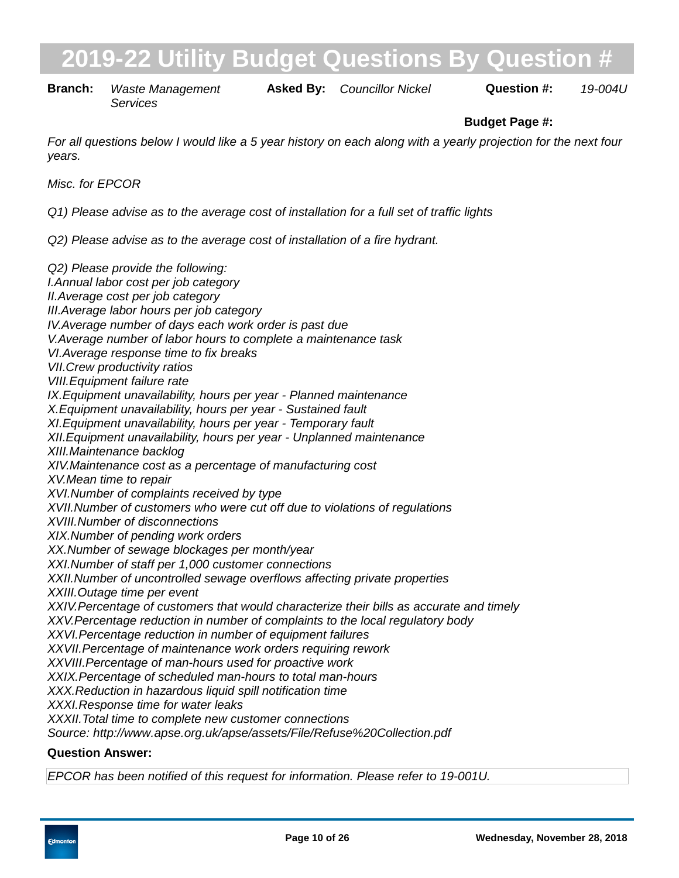# 2019-22 Utility Budget Questions By Question #

**Branch:** *Waste Management Services* **Asked By:** *Councillor Nickel* **Question #:** *19-004U*

**Budget Page #:**

*For all questions below I would like a 5 year history on each along with a yearly projection for the next four years.*

*Misc. for EPCOR*

*Q1) Please advise as to the average cost of installation for a full set of traffic lights*

*Q2) Please advise as to the average cost of installation of a fire hydrant.*

*Q2) Please provide the following:*
*I.Annual labor cost per job category*
*II.Average cost per job category*
*III.Average labor hours per job category*
*IV.Average number of days each work order is past due*
*V.Average number of labor hours to complete a maintenance task*
*VI.Average response time to fix breaks*
*VII.Crew productivity ratios*
*VIII.Equipment failure rate*
*IX.Equipment unavailability, hours per year - Planned maintenance*
*X.Equipment unavailability, hours per year - Sustained fault*
*XI.Equipment unavailability, hours per year - Temporary fault*
*XII.Equipment unavailability, hours per year - Unplanned maintenance*
*XIII.Maintenance backlog*
*XIV.Maintenance cost as a percentage of manufacturing cost*
*XV.Mean time to repair*
*XVI.Number of complaints received by type*
*XVII.Number of customers who were cut off due to violations of regulations*
*XVIII.Number of disconnections*
*XIX.Number of pending work orders*
*XX.Number of sewage blockages per month/year*
*XXI.Number of staff per 1,000 customer connections*
*XXII.Number of uncontrolled sewage overflows affecting private properties*
*XXIII.Outage time per event*
*XXIV.Percentage of customers that would characterize their bills as accurate and timely*
*XXV.Percentage reduction in number of complaints to the local regulatory body*
*XXVI.Percentage reduction in number of equipment failures*
*XXVII.Percentage of maintenance work orders requiring rework*
*XXVIII.Percentage of man-hours used for proactive work*
*XXIX.Percentage of scheduled man-hours to total man-hours*
*XXX.Reduction in hazardous liquid spill notification time*
*XXXI.Response time for water leaks*
*XXXII.Total time to complete new customer connections*
*Source: http://www.apse.org.uk/apse/assets/File/Refuse%20Collection.pdf*

**Question Answer:**

*EPCOR has been notified of this request for information. Please refer to 19-001U.*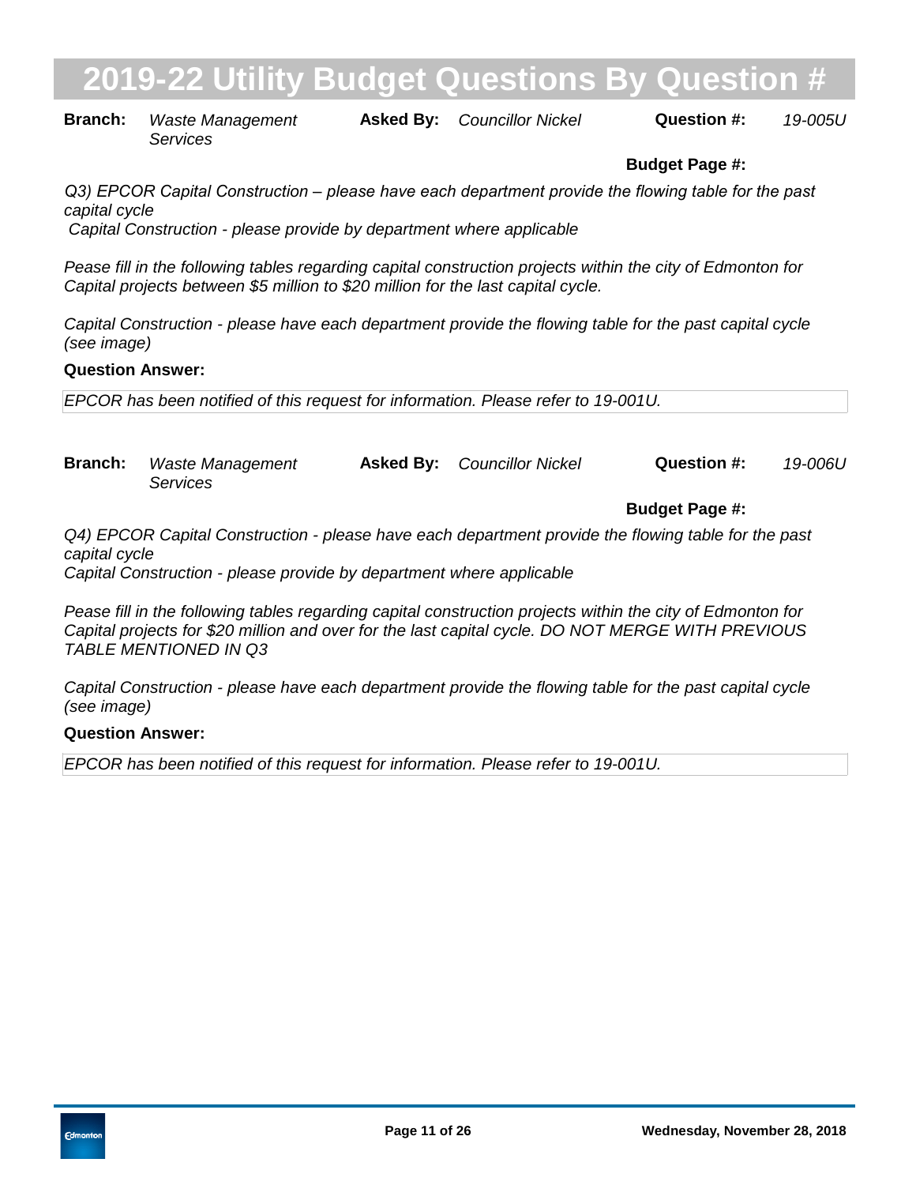# 2019-22 Utility Budget Questions By Question #

**Branch:** *Waste Management Services* **Asked By:** *Councillor Nickel* **Question #:** *19-005U*

**Budget Page #:**

*Q3) EPCOR Capital Construction – please have each department provide the flowing table for the past capital cycle*
*Capital Construction - please provide by department where applicable*

*Pease fill in the following tables regarding capital construction projects within the city of Edmonton for Capital projects between $5 million to $20 million for the last capital cycle.*

*Capital Construction - please have each department provide the flowing table for the past capital cycle (see image)*

**Question Answer:**

*EPCOR has been notified of this request for information. Please refer to 19-001U.*

**Branch:** *Waste Management Services* **Asked By:** *Councillor Nickel* **Question #:** *19-006U*

**Budget Page #:**

*Q4) EPCOR Capital Construction - please have each department provide the flowing table for the past capital cycle*
*Capital Construction - please provide by department where applicable*

*Pease fill in the following tables regarding capital construction projects within the city of Edmonton for Capital projects for $20 million and over for the last capital cycle. DO NOT MERGE WITH PREVIOUS TABLE MENTIONED IN Q3*

*Capital Construction - please have each department provide the flowing table for the past capital cycle (see image)*

**Question Answer:**

*EPCOR has been notified of this request for information. Please refer to 19-001U.*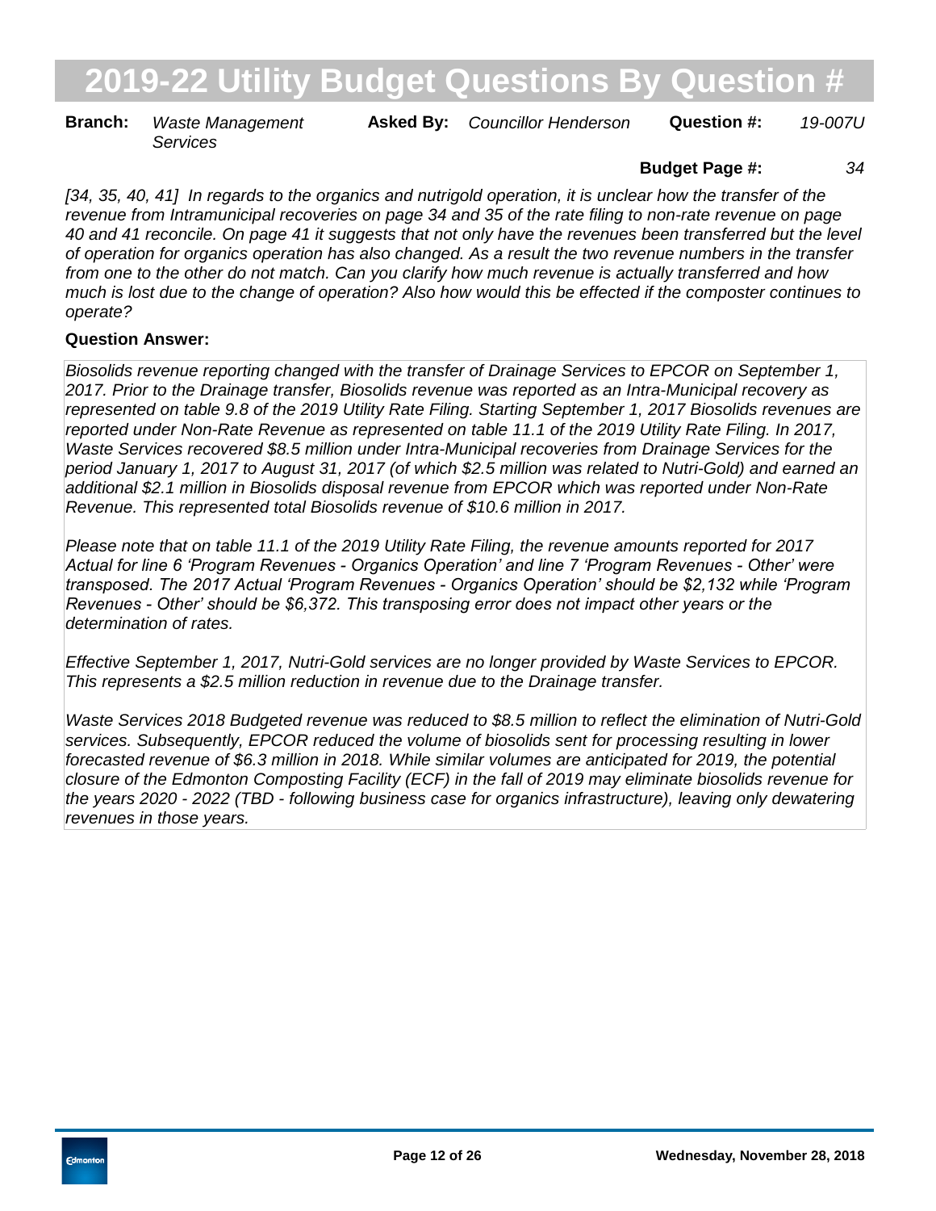# 2019-22 Utility Budget Questions By Question #

**Branch:** *Waste Management Services* **Asked By:** *Councillor Henderson* **Question #:** *19-007U*

**Budget Page #:** *34*

*[34, 35, 40, 41] In regards to the organics and nutrigold operation, it is unclear how the transfer of the revenue from Intramunicipal recoveries on page 34 and 35 of the rate filing to non-rate revenue on page 40 and 41 reconcile. On page 41 it suggests that not only have the revenues been transferred but the level of operation for organics operation has also changed. As a result the two revenue numbers in the transfer from one to the other do not match. Can you clarify how much revenue is actually transferred and how much is lost due to the change of operation? Also how would this be effected if the composter continues to operate?*

**Question Answer:**

*Biosolids revenue reporting changed with the transfer of Drainage Services to EPCOR on September 1, 2017. Prior to the Drainage transfer, Biosolids revenue was reported as an Intra-Municipal recovery as represented on table 9.8 of the 2019 Utility Rate Filing. Starting September 1, 2017 Biosolids revenues are reported under Non-Rate Revenue as represented on table 11.1 of the 2019 Utility Rate Filing. In 2017, Waste Services recovered $8.5 million under Intra-Municipal recoveries from Drainage Services for the period January 1, 2017 to August 31, 2017 (of which $2.5 million was related to Nutri-Gold) and earned an additional $2.1 million in Biosolids disposal revenue from EPCOR which was reported under Non-Rate Revenue. This represented total Biosolids revenue of $10.6 million in 2017.*

*Please note that on table 11.1 of the 2019 Utility Rate Filing, the revenue amounts reported for 2017 Actual for line 6 'Program Revenues - Organics Operation' and line 7 'Program Revenues - Other' were transposed. The 2017 Actual 'Program Revenues - Organics Operation' should be $2,132 while 'Program Revenues - Other' should be $6,372. This transposing error does not impact other years or the determination of rates.*

*Effective September 1, 2017, Nutri-Gold services are no longer provided by Waste Services to EPCOR. This represents a $2.5 million reduction in revenue due to the Drainage transfer.*

*Waste Services 2018 Budgeted revenue was reduced to $8.5 million to reflect the elimination of Nutri-Gold services. Subsequently, EPCOR reduced the volume of biosolids sent for processing resulting in lower forecasted revenue of $6.3 million in 2018. While similar volumes are anticipated for 2019, the potential closure of the Edmonton Composting Facility (ECF) in the fall of 2019 may eliminate biosolids revenue for the years 2020 - 2022 (TBD - following business case for organics infrastructure), leaving only dewatering revenues in those years.*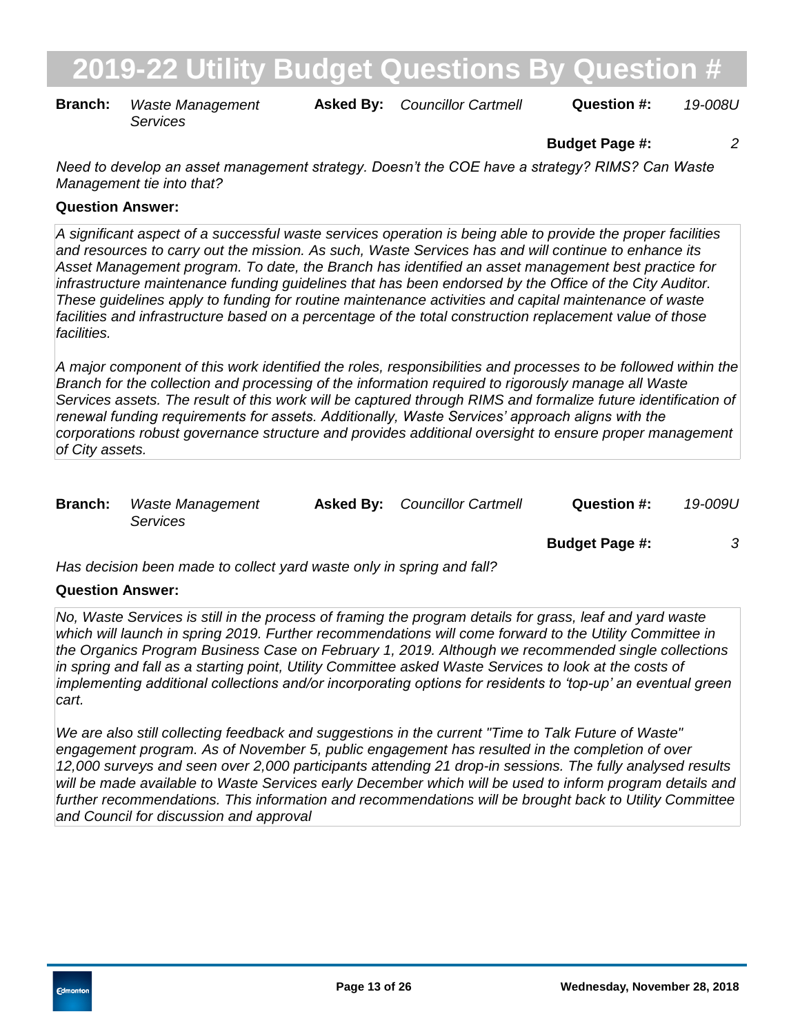# 2019-22 Utility Budget Questions By Question #

**Branch:** *Waste Management Services* **Asked By:** *Councillor Cartmell* **Question #:** *19-008U*

**Budget Page #:** *2*

*Need to develop an asset management strategy. Doesn't the COE have a strategy? RIMS? Can Waste Management tie into that?*

**Question Answer:**

*A significant aspect of a successful waste services operation is being able to provide the proper facilities and resources to carry out the mission. As such, Waste Services has and will continue to enhance its Asset Management program. To date, the Branch has identified an asset management best practice for infrastructure maintenance funding guidelines that has been endorsed by the Office of the City Auditor. These guidelines apply to funding for routine maintenance activities and capital maintenance of waste facilities and infrastructure based on a percentage of the total construction replacement value of those facilities.*

*A major component of this work identified the roles, responsibilities and processes to be followed within the Branch for the collection and processing of the information required to rigorously manage all Waste Services assets. The result of this work will be captured through RIMS and formalize future identification of renewal funding requirements for assets. Additionally, Waste Services' approach aligns with the corporations robust governance structure and provides additional oversight to ensure proper management of City assets.*

**Branch:** *Waste Management Services* **Asked By:** *Councillor Cartmell* **Question #:** *19-009U*

**Budget Page #:** *3*

*Has decision been made to collect yard waste only in spring and fall?*

**Question Answer:**

*No, Waste Services is still in the process of framing the program details for grass, leaf and yard waste which will launch in spring 2019. Further recommendations will come forward to the Utility Committee in the Organics Program Business Case on February 1, 2019. Although we recommended single collections in spring and fall as a starting point, Utility Committee asked Waste Services to look at the costs of implementing additional collections and/or incorporating options for residents to 'top-up' an eventual green cart.*

*We are also still collecting feedback and suggestions in the current "Time to Talk Future of Waste" engagement program. As of November 5, public engagement has resulted in the completion of over 12,000 surveys and seen over 2,000 participants attending 21 drop-in sessions. The fully analysed results will be made available to Waste Services early December which will be used to inform program details and further recommendations. This information and recommendations will be brought back to Utility Committee and Council for discussion and approval*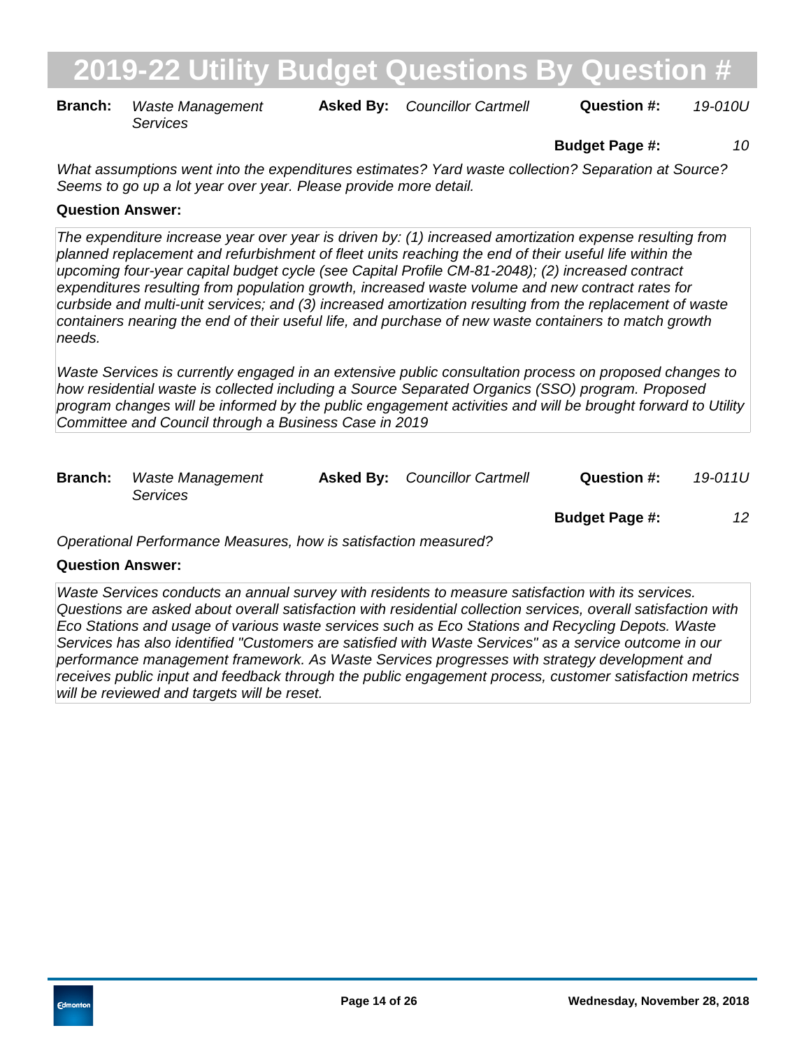# 2019-22 Utility Budget Questions By Question #

**Branch:** *Waste Management Services* **Asked By:** *Councillor Cartmell* **Question #:** *19-010U*

**Budget Page #:** *10*

*What assumptions went into the expenditures estimates? Yard waste collection? Separation at Source? Seems to go up a lot year over year. Please provide more detail.*

**Question Answer:**

*The expenditure increase year over year is driven by: (1) increased amortization expense resulting from planned replacement and refurbishment of fleet units reaching the end of their useful life within the upcoming four-year capital budget cycle (see Capital Profile CM-81-2048); (2) increased contract expenditures resulting from population growth, increased waste volume and new contract rates for curbside and multi-unit services; and (3) increased amortization resulting from the replacement of waste containers nearing the end of their useful life, and purchase of new waste containers to match growth needs.*

*Waste Services is currently engaged in an extensive public consultation process on proposed changes to how residential waste is collected including a Source Separated Organics (SSO) program. Proposed program changes will be informed by the public engagement activities and will be brought forward to Utility Committee and Council through a Business Case in 2019*

**Branch:** *Waste Management Services* **Asked By:** *Councillor Cartmell* **Question #:** *19-011U*

**Budget Page #:** *12*

*Operational Performance Measures, how is satisfaction measured?*

**Question Answer:**

*Waste Services conducts an annual survey with residents to measure satisfaction with its services. Questions are asked about overall satisfaction with residential collection services, overall satisfaction with Eco Stations and usage of various waste services such as Eco Stations and Recycling Depots. Waste Services has also identified "Customers are satisfied with Waste Services" as a service outcome in our performance management framework. As Waste Services progresses with strategy development and receives public input and feedback through the public engagement process, customer satisfaction metrics will be reviewed and targets will be reset.*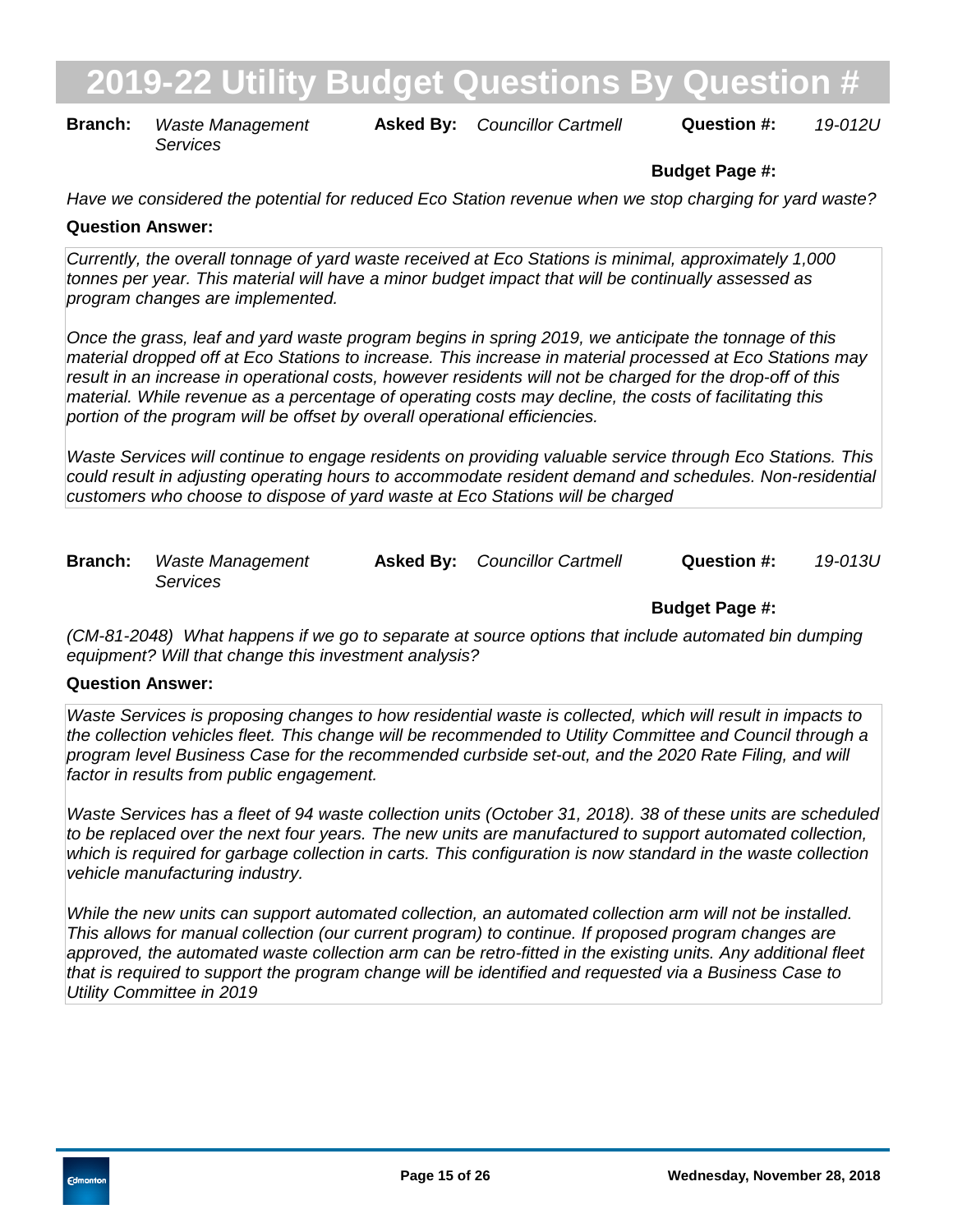# 2019-22 Utility Budget Questions By Question #

**Branch:** *Waste Management Services* **Asked By:** *Councillor Cartmell* **Question #:** *19-012U*

**Budget Page #:**

*Have we considered the potential for reduced Eco Station revenue when we stop charging for yard waste?*

**Question Answer:**

*Currently, the overall tonnage of yard waste received at Eco Stations is minimal, approximately 1,000 tonnes per year. This material will have a minor budget impact that will be continually assessed as program changes are implemented.*

*Once the grass, leaf and yard waste program begins in spring 2019, we anticipate the tonnage of this material dropped off at Eco Stations to increase. This increase in material processed at Eco Stations may result in an increase in operational costs, however residents will not be charged for the drop-off of this material. While revenue as a percentage of operating costs may decline, the costs of facilitating this portion of the program will be offset by overall operational efficiencies.*

*Waste Services will continue to engage residents on providing valuable service through Eco Stations. This could result in adjusting operating hours to accommodate resident demand and schedules. Non-residential customers who choose to dispose of yard waste at Eco Stations will be charged*

**Branch:** *Waste Management Services* **Asked By:** *Councillor Cartmell* **Question #:** *19-013U*

**Budget Page #:**

*(CM-81-2048) What happens if we go to separate at source options that include automated bin dumping equipment? Will that change this investment analysis?*

**Question Answer:**

*Waste Services is proposing changes to how residential waste is collected, which will result in impacts to the collection vehicles fleet. This change will be recommended to Utility Committee and Council through a program level Business Case for the recommended curbside set-out, and the 2020 Rate Filing, and will factor in results from public engagement.*

*Waste Services has a fleet of 94 waste collection units (October 31, 2018). 38 of these units are scheduled to be replaced over the next four years. The new units are manufactured to support automated collection, which is required for garbage collection in carts. This configuration is now standard in the waste collection vehicle manufacturing industry.*

*While the new units can support automated collection, an automated collection arm will not be installed. This allows for manual collection (our current program) to continue. If proposed program changes are approved, the automated waste collection arm can be retro-fitted in the existing units. Any additional fleet that is required to support the program change will be identified and requested via a Business Case to Utility Committee in 2019*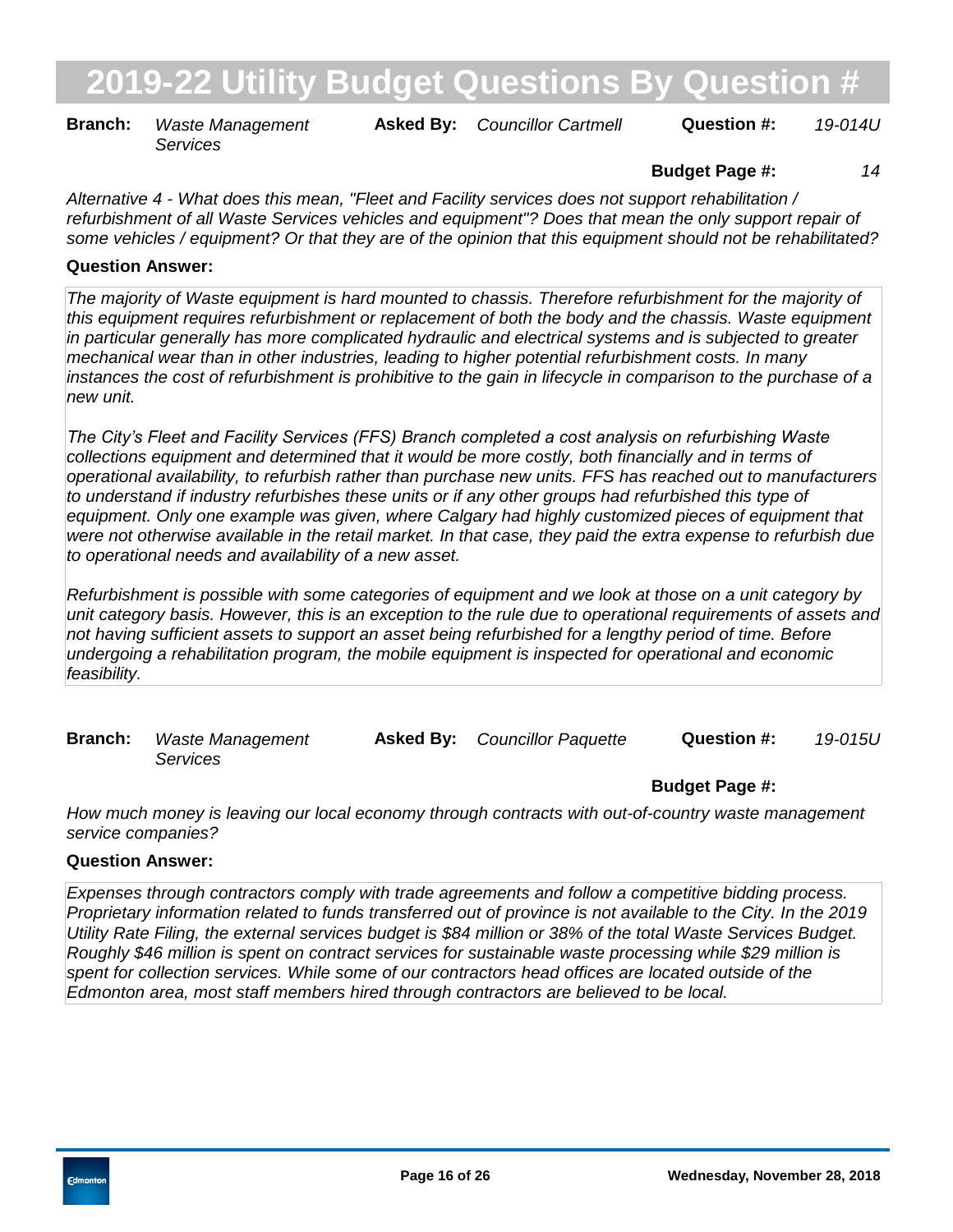# 2019-22 Utility Budget Questions By Question #

**Branch:** *Waste Management Services* **Asked By:** *Councillor Cartmell* **Question #:** *19-014U*

**Budget Page #:** *14*

*Alternative 4 - What does this mean, "Fleet and Facility services does not support rehabilitation / refurbishment of all Waste Services vehicles and equipment"? Does that mean the only support repair of some vehicles / equipment? Or that they are of the opinion that this equipment should not be rehabilitated?*

**Question Answer:**

*The majority of Waste equipment is hard mounted to chassis. Therefore refurbishment for the majority of this equipment requires refurbishment or replacement of both the body and the chassis. Waste equipment in particular generally has more complicated hydraulic and electrical systems and is subjected to greater mechanical wear than in other industries, leading to higher potential refurbishment costs. In many instances the cost of refurbishment is prohibitive to the gain in lifecycle in comparison to the purchase of a new unit.*

*The City's Fleet and Facility Services (FFS) Branch completed a cost analysis on refurbishing Waste collections equipment and determined that it would be more costly, both financially and in terms of operational availability, to refurbish rather than purchase new units. FFS has reached out to manufacturers to understand if industry refurbishes these units or if any other groups had refurbished this type of equipment. Only one example was given, where Calgary had highly customized pieces of equipment that were not otherwise available in the retail market. In that case, they paid the extra expense to refurbish due to operational needs and availability of a new asset.*

*Refurbishment is possible with some categories of equipment and we look at those on a unit category by unit category basis. However, this is an exception to the rule due to operational requirements of assets and not having sufficient assets to support an asset being refurbished for a lengthy period of time. Before undergoing a rehabilitation program, the mobile equipment is inspected for operational and economic feasibility.*

**Branch:** *Waste Management Services* **Asked By:** *Councillor Paquette* **Question #:** *19-015U*

**Budget Page #:**

*How much money is leaving our local economy through contracts with out-of-country waste management service companies?*

**Question Answer:**

*Expenses through contractors comply with trade agreements and follow a competitive bidding process. Proprietary information related to funds transferred out of province is not available to the City. In the 2019 Utility Rate Filing, the external services budget is $84 million or 38% of the total Waste Services Budget. Roughly $46 million is spent on contract services for sustainable waste processing while $29 million is spent for collection services. While some of our contractors head offices are located outside of the Edmonton area, most staff members hired through contractors are believed to be local.*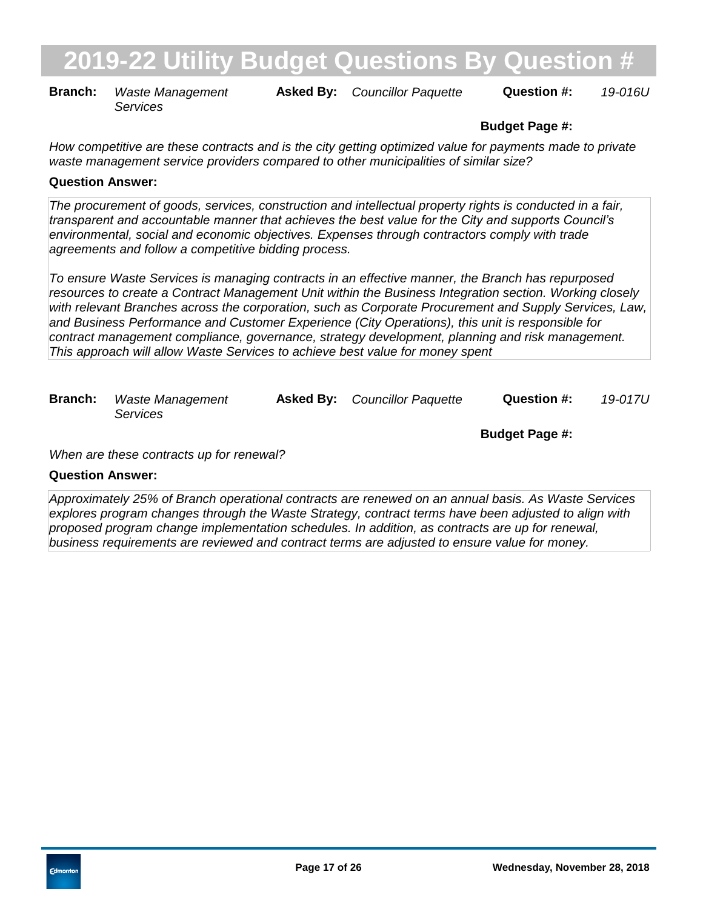# 2019-22 Utility Budget Questions By Question #

**Branch:** *Waste Management Services* **Asked By:** *Councillor Paquette* **Question #:** *19-016U*

**Budget Page #:**

*How competitive are these contracts and is the city getting optimized value for payments made to private waste management service providers compared to other municipalities of similar size?*

**Question Answer:**

*The procurement of goods, services, construction and intellectual property rights is conducted in a fair, transparent and accountable manner that achieves the best value for the City and supports Council's environmental, social and economic objectives. Expenses through contractors comply with trade agreements and follow a competitive bidding process.*

*To ensure Waste Services is managing contracts in an effective manner, the Branch has repurposed resources to create a Contract Management Unit within the Business Integration section. Working closely with relevant Branches across the corporation, such as Corporate Procurement and Supply Services, Law, and Business Performance and Customer Experience (City Operations), this unit is responsible for contract management compliance, governance, strategy development, planning and risk management. This approach will allow Waste Services to achieve best value for money spent*

**Branch:** *Waste Management Services* **Asked By:** *Councillor Paquette* **Question #:** *19-017U*

**Budget Page #:**

*When are these contracts up for renewal?*

**Question Answer:**

*Approximately 25% of Branch operational contracts are renewed on an annual basis. As Waste Services explores program changes through the Waste Strategy, contract terms have been adjusted to align with proposed program change implementation schedules. In addition, as contracts are up for renewal, business requirements are reviewed and contract terms are adjusted to ensure value for money.*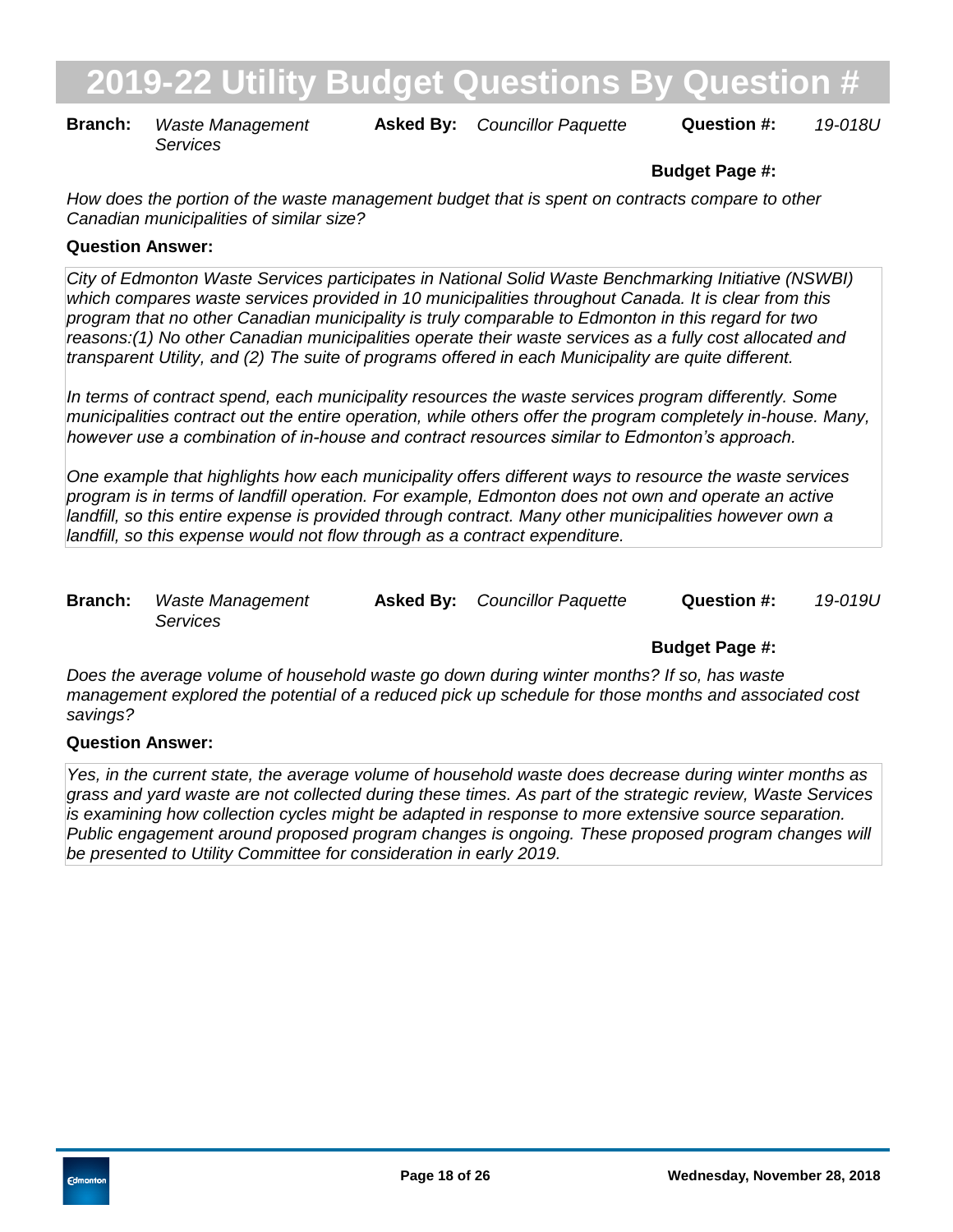# 2019-22 Utility Budget Questions By Question #

**Branch:** *Waste Management Services* **Asked By:** *Councillor Paquette* **Question #:** *19-018U*

**Budget Page #:**

*How does the portion of the waste management budget that is spent on contracts compare to other Canadian municipalities of similar size?*

**Question Answer:**

*City of Edmonton Waste Services participates in National Solid Waste Benchmarking Initiative (NSWBI) which compares waste services provided in 10 municipalities throughout Canada. It is clear from this program that no other Canadian municipality is truly comparable to Edmonton in this regard for two reasons:(1) No other Canadian municipalities operate their waste services as a fully cost allocated and transparent Utility, and (2) The suite of programs offered in each Municipality are quite different.*

*In terms of contract spend, each municipality resources the waste services program differently. Some municipalities contract out the entire operation, while others offer the program completely in-house. Many, however use a combination of in-house and contract resources similar to Edmonton's approach.*

*One example that highlights how each municipality offers different ways to resource the waste services program is in terms of landfill operation. For example, Edmonton does not own and operate an active landfill, so this entire expense is provided through contract. Many other municipalities however own a landfill, so this expense would not flow through as a contract expenditure.*

**Branch:** *Waste Management Services* **Asked By:** *Councillor Paquette* **Question #:** *19-019U*

**Budget Page #:**

*Does the average volume of household waste go down during winter months? If so, has waste management explored the potential of a reduced pick up schedule for those months and associated cost savings?*

**Question Answer:**

*Yes, in the current state, the average volume of household waste does decrease during winter months as grass and yard waste are not collected during these times. As part of the strategic review, Waste Services is examining how collection cycles might be adapted in response to more extensive source separation. Public engagement around proposed program changes is ongoing. These proposed program changes will be presented to Utility Committee for consideration in early 2019.*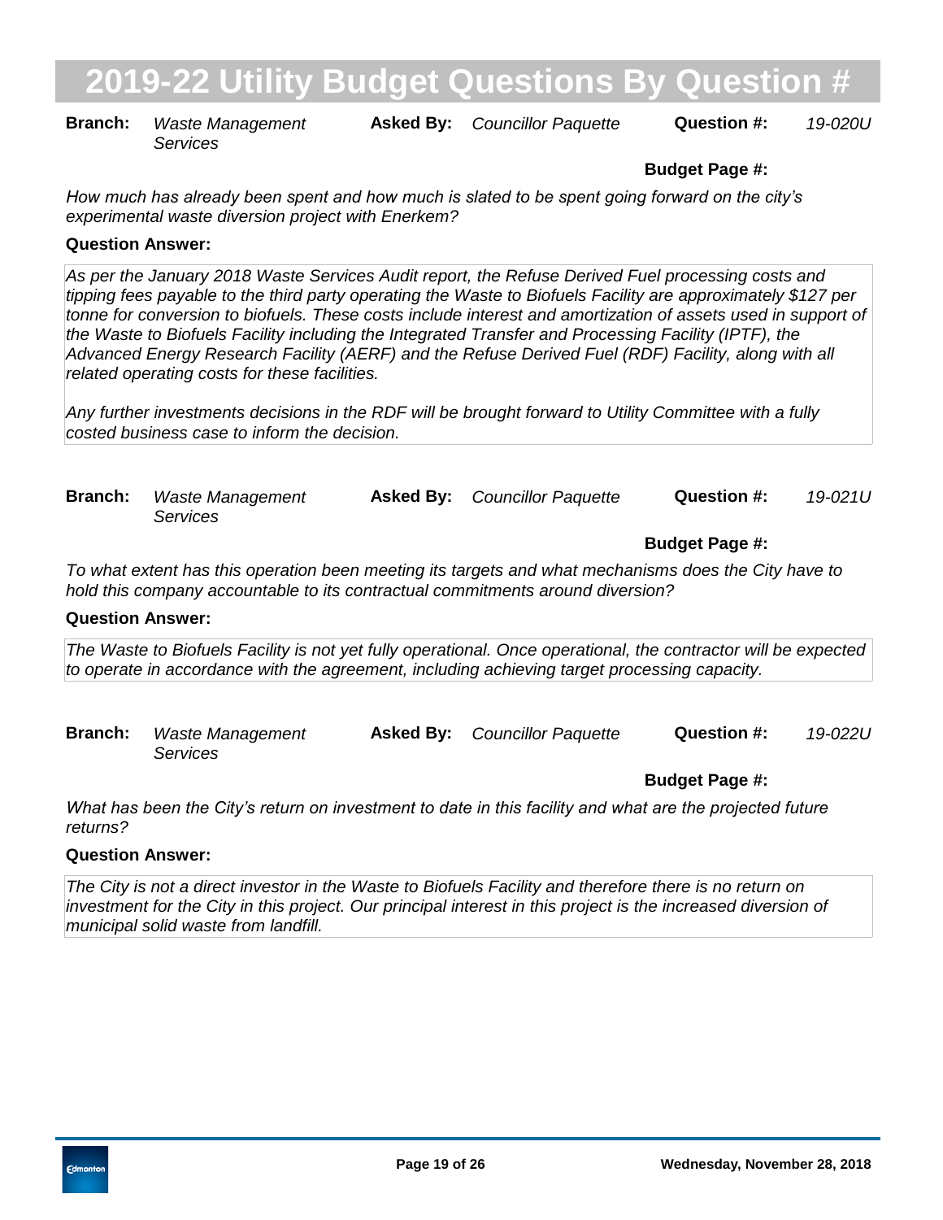# 2019-22 Utility Budget Questions By Question #

**Branch:** *Waste Management Services* **Asked By:** *Councillor Paquette* **Question #:** *19-020U*

**Budget Page #:**

*How much has already been spent and how much is slated to be spent going forward on the city's experimental waste diversion project with Enerkem?*

**Question Answer:**

*As per the January 2018 Waste Services Audit report, the Refuse Derived Fuel processing costs and tipping fees payable to the third party operating the Waste to Biofuels Facility are approximately $127 per tonne for conversion to biofuels. These costs include interest and amortization of assets used in support of the Waste to Biofuels Facility including the Integrated Transfer and Processing Facility (IPTF), the Advanced Energy Research Facility (AERF) and the Refuse Derived Fuel (RDF) Facility, along with all related operating costs for these facilities.*

*Any further investments decisions in the RDF will be brought forward to Utility Committee with a fully costed business case to inform the decision.*

**Branch:** *Waste Management Services* **Asked By:** *Councillor Paquette* **Question #:** *19-021U*

**Budget Page #:**

*To what extent has this operation been meeting its targets and what mechanisms does the City have to hold this company accountable to its contractual commitments around diversion?*

**Question Answer:**

*The Waste to Biofuels Facility is not yet fully operational. Once operational, the contractor will be expected to operate in accordance with the agreement, including achieving target processing capacity.*

**Branch:** *Waste Management Services* **Asked By:** *Councillor Paquette* **Question #:** *19-022U*

**Budget Page #:**

*What has been the City's return on investment to date in this facility and what are the projected future returns?*

**Question Answer:**

*The City is not a direct investor in the Waste to Biofuels Facility and therefore there is no return on investment for the City in this project. Our principal interest in this project is the increased diversion of municipal solid waste from landfill.*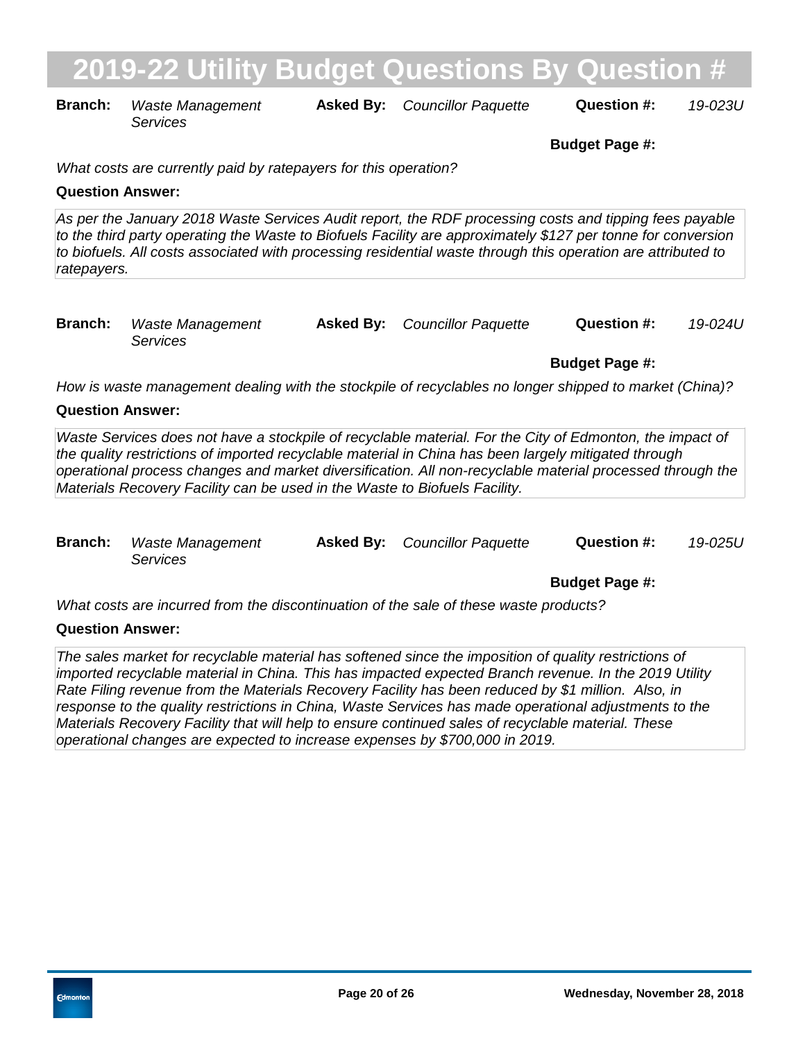# 2019-22 Utility Budget Questions By Question #

**Branch:** *Waste Management Services* **Asked By:** *Councillor Paquette* **Question #:** *19-023U*

**Budget Page #:**

*What costs are currently paid by ratepayers for this operation?*

**Question Answer:**

*As per the January 2018 Waste Services Audit report, the RDF processing costs and tipping fees payable to the third party operating the Waste to Biofuels Facility are approximately $127 per tonne for conversion to biofuels. All costs associated with processing residential waste through this operation are attributed to ratepayers.*

**Branch:** *Waste Management Services* **Asked By:** *Councillor Paquette* **Question #:** *19-024U*

**Budget Page #:**

*How is waste management dealing with the stockpile of recyclables no longer shipped to market (China)?*

**Question Answer:**

*Waste Services does not have a stockpile of recyclable material. For the City of Edmonton, the impact of the quality restrictions of imported recyclable material in China has been largely mitigated through operational process changes and market diversification. All non-recyclable material processed through the Materials Recovery Facility can be used in the Waste to Biofuels Facility.*

**Branch:** *Waste Management Services* **Asked By:** *Councillor Paquette* **Question #:** *19-025U*

**Budget Page #:**

*What costs are incurred from the discontinuation of the sale of these waste products?*

**Question Answer:**

*The sales market for recyclable material has softened since the imposition of quality restrictions of imported recyclable material in China. This has impacted expected Branch revenue. In the 2019 Utility Rate Filing revenue from the Materials Recovery Facility has been reduced by $1 million. Also, in response to the quality restrictions in China, Waste Services has made operational adjustments to the Materials Recovery Facility that will help to ensure continued sales of recyclable material. These operational changes are expected to increase expenses by $700,000 in 2019.*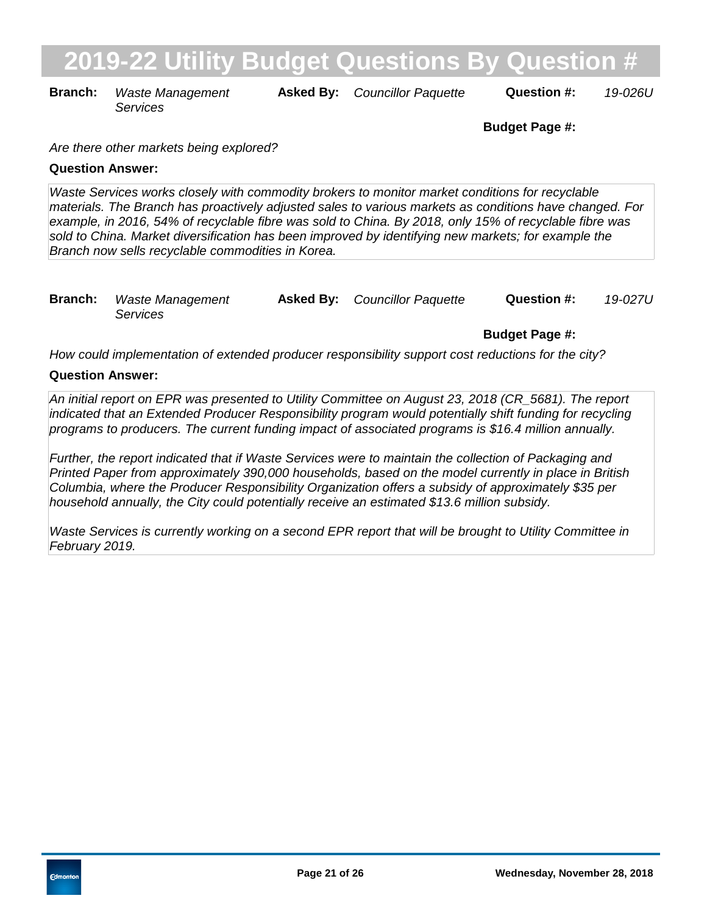**Branch:** *Waste Management Services* **Asked By:** *Councillor Paquette* **Question #:** *19-026U*

**Budget Page #:**

*Are there other markets being explored?*

**Question Answer:**

*Waste Services works closely with commodity brokers to monitor market conditions for recyclable materials. The Branch has proactively adjusted sales to various markets as conditions have changed. For example, in 2016, 54% of recyclable fibre was sold to China. By 2018, only 15% of recyclable fibre was sold to China. Market diversification has been improved by identifying new markets; for example the Branch now sells recyclable commodities in Korea.*

**Branch:** *Waste Management Services* **Asked By:** *Councillor Paquette* **Question #:** *19-027U*

**Budget Page #:**

*How could implementation of extended producer responsibility support cost reductions for the city?*

**Question Answer:**

*An initial report on EPR was presented to Utility Committee on August 23, 2018 (CR_5681). The report indicated that an Extended Producer Responsibility program would potentially shift funding for recycling programs to producers. The current funding impact of associated programs is $16.4 million annually.*

*Further, the report indicated that if Waste Services were to maintain the collection of Packaging and Printed Paper from approximately 390,000 households, based on the model currently in place in British Columbia, where the Producer Responsibility Organization offers a subsidy of approximately $35 per household annually, the City could potentially receive an estimated $13.6 million subsidy.*

*Waste Services is currently working on a second EPR report that will be brought to Utility Committee in February 2019.*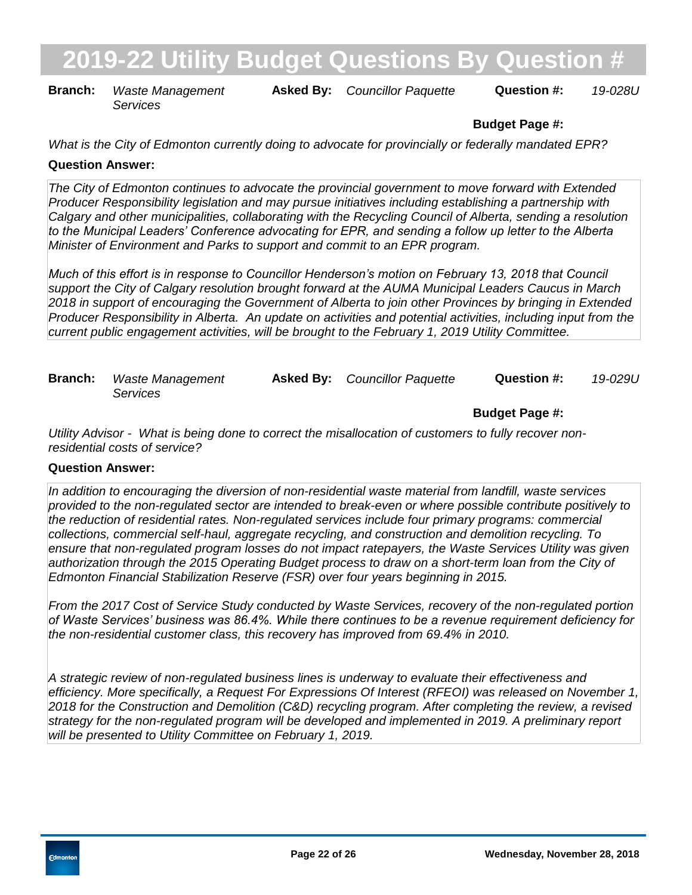# 2019-22 Utility Budget Questions By Question #

**Branch:** *Waste Management Services* **Asked By:** *Councillor Paquette* **Question #:** *19-028U*

**Budget Page #:**

*What is the City of Edmonton currently doing to advocate for provincially or federally mandated EPR?*

**Question Answer:**

*The City of Edmonton continues to advocate the provincial government to move forward with Extended Producer Responsibility legislation and may pursue initiatives including establishing a partnership with Calgary and other municipalities, collaborating with the Recycling Council of Alberta, sending a resolution to the Municipal Leaders' Conference advocating for EPR, and sending a follow up letter to the Alberta Minister of Environment and Parks to support and commit to an EPR program.*

*Much of this effort is in response to Councillor Henderson's motion on February 13, 2018 that Council support the City of Calgary resolution brought forward at the AUMA Municipal Leaders Caucus in March 2018 in support of encouraging the Government of Alberta to join other Provinces by bringing in Extended Producer Responsibility in Alberta. An update on activities and potential activities, including input from the current public engagement activities, will be brought to the February 1, 2019 Utility Committee.*

**Branch:** *Waste Management Services* **Asked By:** *Councillor Paquette* **Question #:** *19-029U*

**Budget Page #:**

*Utility Advisor - What is being done to correct the misallocation of customers to fully recover non-residential costs of service?*

**Question Answer:**

*In addition to encouraging the diversion of non-residential waste material from landfill, waste services provided to the non-regulated sector are intended to break-even or where possible contribute positively to the reduction of residential rates. Non-regulated services include four primary programs: commercial collections, commercial self-haul, aggregate recycling, and construction and demolition recycling. To ensure that non-regulated program losses do not impact ratepayers, the Waste Services Utility was given authorization through the 2015 Operating Budget process to draw on a short-term loan from the City of Edmonton Financial Stabilization Reserve (FSR) over four years beginning in 2015.*

*From the 2017 Cost of Service Study conducted by Waste Services, recovery of the non-regulated portion of Waste Services' business was 86.4%. While there continues to be a revenue requirement deficiency for the non-residential customer class, this recovery has improved from 69.4% in 2010.*

*A strategic review of non-regulated business lines is underway to evaluate their effectiveness and efficiency. More specifically, a Request For Expressions Of Interest (RFEOI) was released on November 1, 2018 for the Construction and Demolition (C&D) recycling program. After completing the review, a revised strategy for the non-regulated program will be developed and implemented in 2019. A preliminary report will be presented to Utility Committee on February 1, 2019.*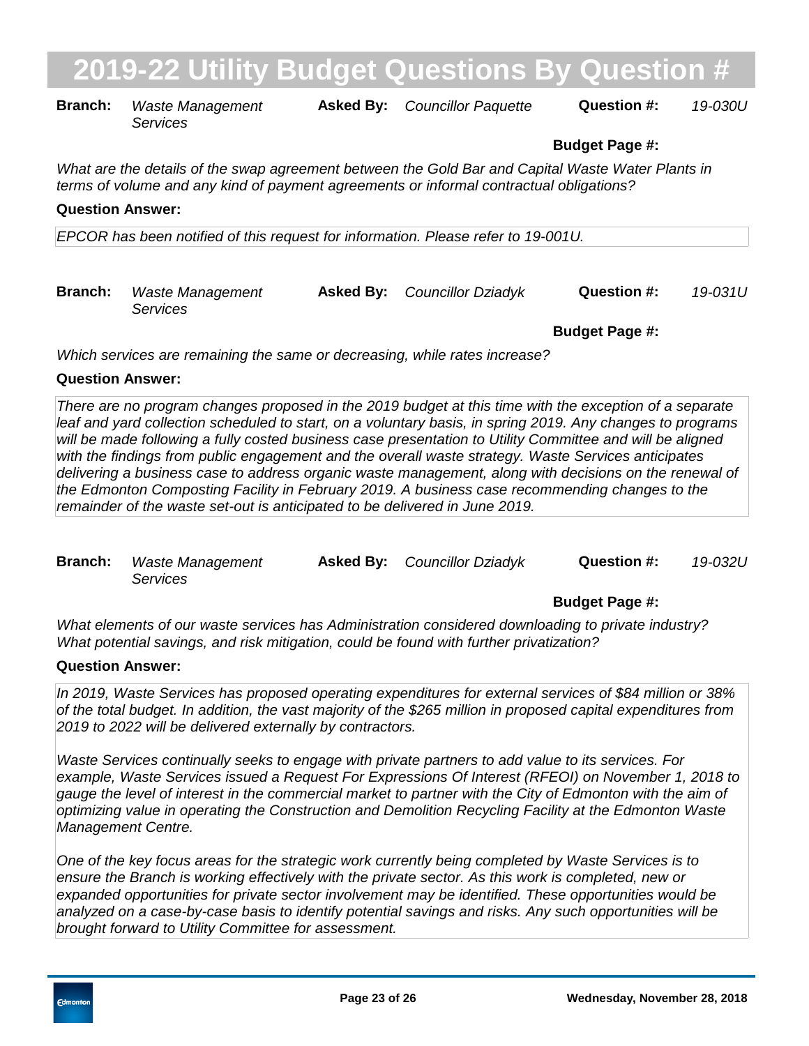# 2019-22 Utility Budget Questions By Question #

**Branch:** *Waste Management Services* **Asked By:** *Councillor Paquette* **Question #:** *19-030U*

**Budget Page #:**

*What are the details of the swap agreement between the Gold Bar and Capital Waste Water Plants in terms of volume and any kind of payment agreements or informal contractual obligations?*

**Question Answer:**

*EPCOR has been notified of this request for information. Please refer to 19-001U.*

**Branch:** *Waste Management Services* **Asked By:** *Councillor Dziadyk* **Question #:** *19-031U*

**Budget Page #:**

*Which services are remaining the same or decreasing, while rates increase?*

**Question Answer:**

*There are no program changes proposed in the 2019 budget at this time with the exception of a separate leaf and yard collection scheduled to start, on a voluntary basis, in spring 2019. Any changes to programs will be made following a fully costed business case presentation to Utility Committee and will be aligned with the findings from public engagement and the overall waste strategy. Waste Services anticipates delivering a business case to address organic waste management, along with decisions on the renewal of the Edmonton Composting Facility in February 2019. A business case recommending changes to the remainder of the waste set-out is anticipated to be delivered in June 2019.*

**Branch:** *Waste Management Services* **Asked By:** *Councillor Dziadyk* **Question #:** *19-032U*

**Budget Page #:**

*What elements of our waste services has Administration considered downloading to private industry? What potential savings, and risk mitigation, could be found with further privatization?*

**Question Answer:**

*In 2019, Waste Services has proposed operating expenditures for external services of $84 million or 38% of the total budget. In addition, the vast majority of the $265 million in proposed capital expenditures from 2019 to 2022 will be delivered externally by contractors.*

*Waste Services continually seeks to engage with private partners to add value to its services. For example, Waste Services issued a Request For Expressions Of Interest (RFEOI) on November 1, 2018 to gauge the level of interest in the commercial market to partner with the City of Edmonton with the aim of optimizing value in operating the Construction and Demolition Recycling Facility at the Edmonton Waste Management Centre.*

*One of the key focus areas for the strategic work currently being completed by Waste Services is to ensure the Branch is working effectively with the private sector. As this work is completed, new or expanded opportunities for private sector involvement may be identified. These opportunities would be analyzed on a case-by-case basis to identify potential savings and risks. Any such opportunities will be brought forward to Utility Committee for assessment.*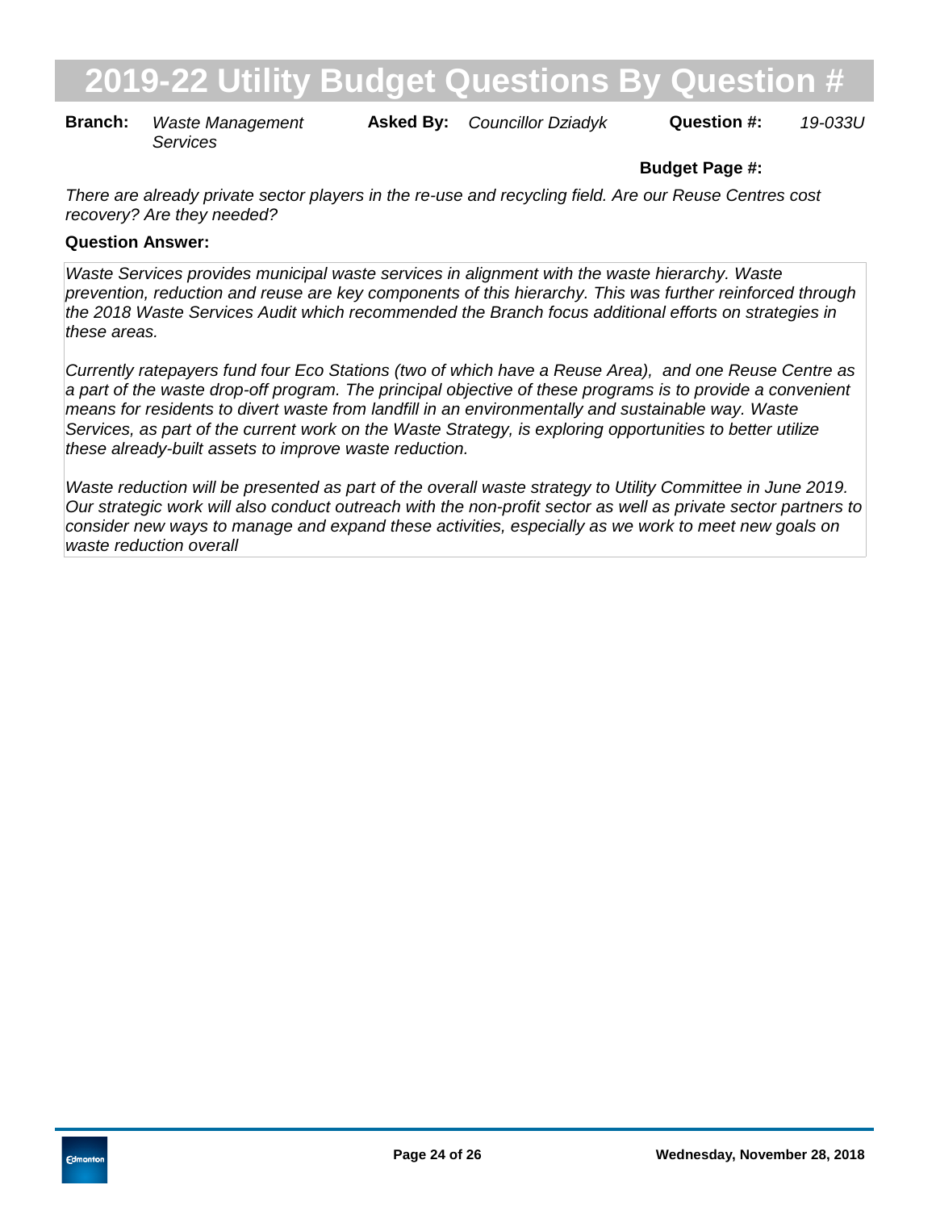# 2019-22 Utility Budget Questions By Question #

**Branch:** *Waste Management Services* **Asked By:** *Councillor Dziadyk* **Question #:** *19-033U*

**Budget Page #:**

*There are already private sector players in the re-use and recycling field. Are our Reuse Centres cost recovery? Are they needed?*

**Question Answer:**

*Waste Services provides municipal waste services in alignment with the waste hierarchy. Waste prevention, reduction and reuse are key components of this hierarchy. This was further reinforced through the 2018 Waste Services Audit which recommended the Branch focus additional efforts on strategies in these areas.*

*Currently ratepayers fund four Eco Stations (two of which have a Reuse Area), and one Reuse Centre as a part of the waste drop-off program. The principal objective of these programs is to provide a convenient means for residents to divert waste from landfill in an environmentally and sustainable way. Waste Services, as part of the current work on the Waste Strategy, is exploring opportunities to better utilize these already-built assets to improve waste reduction.*

*Waste reduction will be presented as part of the overall waste strategy to Utility Committee in June 2019. Our strategic work will also conduct outreach with the non-profit sector as well as private sector partners to consider new ways to manage and expand these activities, especially as we work to meet new goals on waste reduction overall*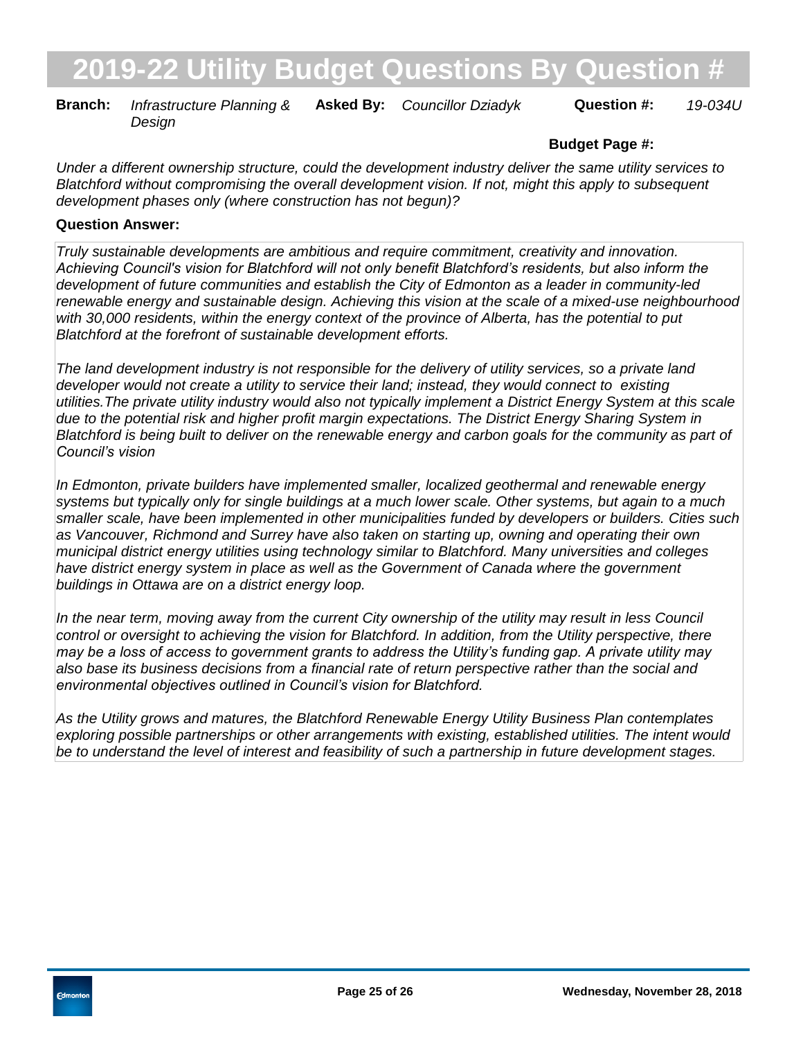# 2019-22 Utility Budget Questions By Question #

**Branch:** *Infrastructure Planning & Design* **Asked By:** *Councillor Dziadyk* **Question #:** *19-034U*

**Budget Page #:**

*Under a different ownership structure, could the development industry deliver the same utility services to Blatchford without compromising the overall development vision. If not, might this apply to subsequent development phases only (where construction has not begun)?*

**Question Answer:**

*Truly sustainable developments are ambitious and require commitment, creativity and innovation. Achieving Council's vision for Blatchford will not only benefit Blatchford's residents, but also inform the development of future communities and establish the City of Edmonton as a leader in community-led renewable energy and sustainable design. Achieving this vision at the scale of a mixed-use neighbourhood with 30,000 residents, within the energy context of the province of Alberta, has the potential to put Blatchford at the forefront of sustainable development efforts.*

*The land development industry is not responsible for the delivery of utility services, so a private land developer would not create a utility to service their land; instead, they would connect to existing utilities.The private utility industry would also not typically implement a District Energy System at this scale due to the potential risk and higher profit margin expectations. The District Energy Sharing System in Blatchford is being built to deliver on the renewable energy and carbon goals for the community as part of Council's vision*

*In Edmonton, private builders have implemented smaller, localized geothermal and renewable energy systems but typically only for single buildings at a much lower scale. Other systems, but again to a much smaller scale, have been implemented in other municipalities funded by developers or builders. Cities such as Vancouver, Richmond and Surrey have also taken on starting up, owning and operating their own municipal district energy utilities using technology similar to Blatchford. Many universities and colleges have district energy system in place as well as the Government of Canada where the government buildings in Ottawa are on a district energy loop.*

*In the near term, moving away from the current City ownership of the utility may result in less Council control or oversight to achieving the vision for Blatchford. In addition, from the Utility perspective, there may be a loss of access to government grants to address the Utility's funding gap. A private utility may also base its business decisions from a financial rate of return perspective rather than the social and environmental objectives outlined in Council's vision for Blatchford.*

*As the Utility grows and matures, the Blatchford Renewable Energy Utility Business Plan contemplates exploring possible partnerships or other arrangements with existing, established utilities. The intent would be to understand the level of interest and feasibility of such a partnership in future development stages.*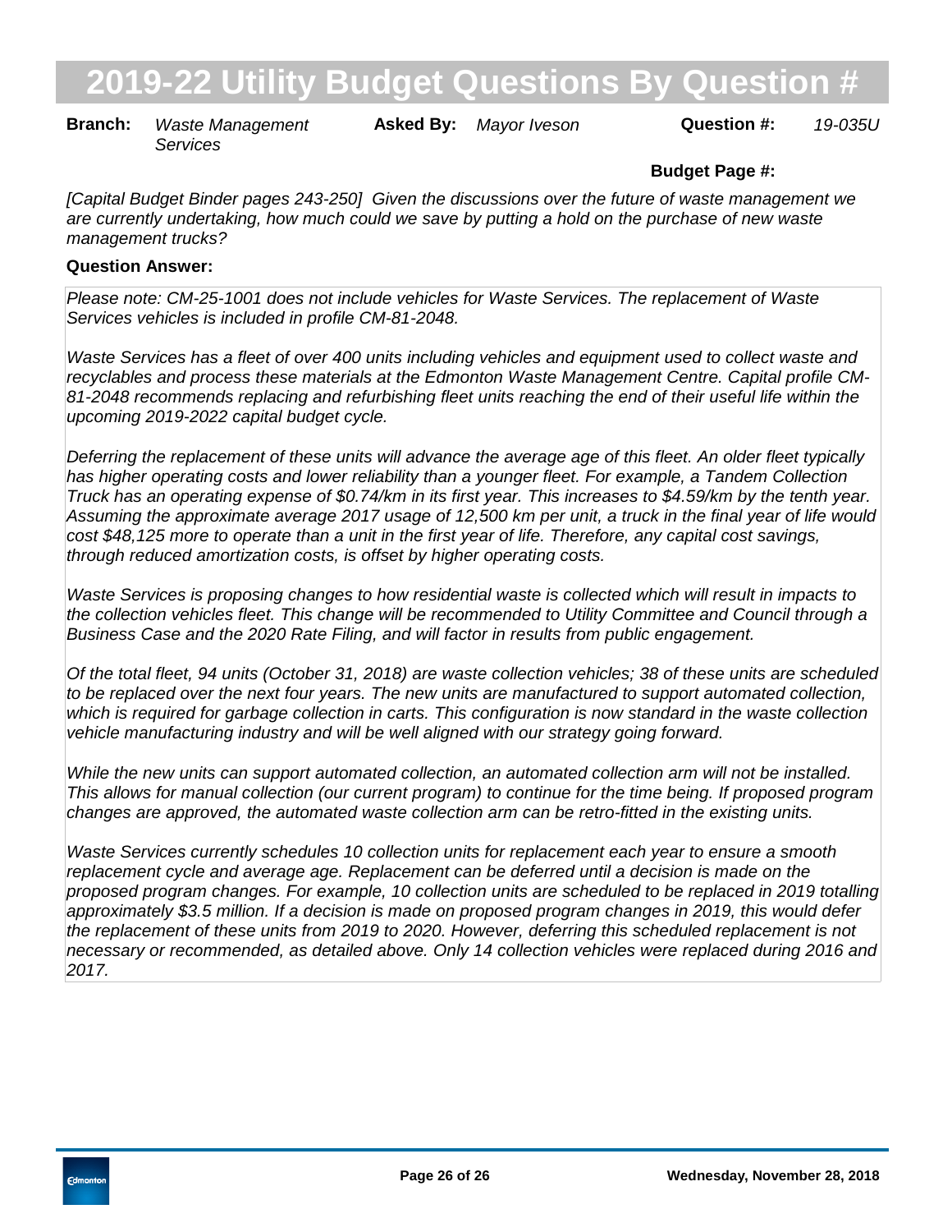# 2019-22 Utility Budget Questions By Question #

**Branch:** *Waste Management Services* **Asked By:** *Mayor Iveson* **Question #:** *19-035U*

**Budget Page #:**

*[Capital Budget Binder pages 243-250] Given the discussions over the future of waste management we are currently undertaking, how much could we save by putting a hold on the purchase of new waste management trucks?*

**Question Answer:**

*Please note: CM-25-1001 does not include vehicles for Waste Services. The replacement of Waste Services vehicles is included in profile CM-81-2048.*

*Waste Services has a fleet of over 400 units including vehicles and equipment used to collect waste and recyclables and process these materials at the Edmonton Waste Management Centre. Capital profile CM-81-2048 recommends replacing and refurbishing fleet units reaching the end of their useful life within the upcoming 2019-2022 capital budget cycle.*

*Deferring the replacement of these units will advance the average age of this fleet. An older fleet typically has higher operating costs and lower reliability than a younger fleet. For example, a Tandem Collection Truck has an operating expense of $0.74/km in its first year. This increases to $4.59/km by the tenth year. Assuming the approximate average 2017 usage of 12,500 km per unit, a truck in the final year of life would cost $48,125 more to operate than a unit in the first year of life. Therefore, any capital cost savings, through reduced amortization costs, is offset by higher operating costs.*

*Waste Services is proposing changes to how residential waste is collected which will result in impacts to the collection vehicles fleet. This change will be recommended to Utility Committee and Council through a Business Case and the 2020 Rate Filing, and will factor in results from public engagement.*

*Of the total fleet, 94 units (October 31, 2018) are waste collection vehicles; 38 of these units are scheduled to be replaced over the next four years. The new units are manufactured to support automated collection, which is required for garbage collection in carts. This configuration is now standard in the waste collection vehicle manufacturing industry and will be well aligned with our strategy going forward.*

*While the new units can support automated collection, an automated collection arm will not be installed. This allows for manual collection (our current program) to continue for the time being. If proposed program changes are approved, the automated waste collection arm can be retro-fitted in the existing units.*

*Waste Services currently schedules 10 collection units for replacement each year to ensure a smooth replacement cycle and average age. Replacement can be deferred until a decision is made on the proposed program changes. For example, 10 collection units are scheduled to be replaced in 2019 totalling approximately $3.5 million. If a decision is made on proposed program changes in 2019, this would defer the replacement of these units from 2019 to 2020. However, deferring this scheduled replacement is not necessary or recommended, as detailed above. Only 14 collection vehicles were replaced during 2016 and 2017.*